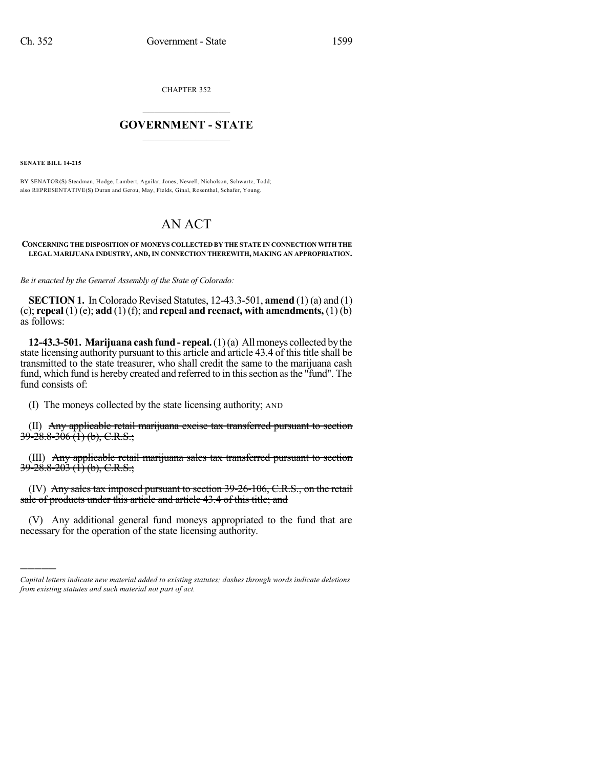CHAPTER 352

# GOVERNMENT - STATE

**SENATE BILL 14-215**

BY SENATOR(S) Steadman, Hodge, Lambert, Aguilar, Jones, Newell, Nicholson, Schwartz, Todd; also REPRESENTATIVE(S) Duran and Gerou, May, Fields, Ginal, Rosenthal, Schafer, Young.

# AN ACT

**CONCERNING THE DISPOSITION OF MONEYS COLLECTED BY THE STATE IN CONNECTION WITH THE LEGAL MARIJUANA INDUSTRY, AND, IN CONNECTION THEREWITH, MAKING AN APPROPRIATION.**

*Be it enacted by the General Assembly of the State of Colorado:*

**SECTION 1.** In Colorado Revised Statutes, 12-43.3-501, **amend** (1) (a) and (1) (c); **repeal** (1) (e); **add** (1) (f); and **repeal and reenact, with amendments,** (1) (b) as follows:

**12-43.3-501. Marijuana cash fund - repeal.** (1) (a) All moneys collected by the state licensing authority pursuant to this article and article 43.4 of this title shall be transmitted to the state treasurer, who shall credit the same to the marijuana cash fund, which fund is hereby created and referred to in this section as the "fund". The fund consists of:

(I) The moneys collected by the state licensing authority; AND

(II) ~~Any applicable retail marijuana excise tax transferred pursuant to section 39-28.8-306 (1) (b), C.R.S.;~~

(III) ~~Any applicable retail marijuana sales tax transferred pursuant to section 39-28.8-203 (1) (b), C.R.S.;~~

(IV) ~~Any sales tax imposed pursuant to section 39-26-106, C.R.S., on the retail sale of products under this article and article 43.4 of this title; and~~

(V) Any additional general fund moneys appropriated to the fund that are necessary for the operation of the state licensing authority.

*Capital letters indicate new material added to existing statutes; dashes through words indicate deletions from existing statutes and such material not part of act.*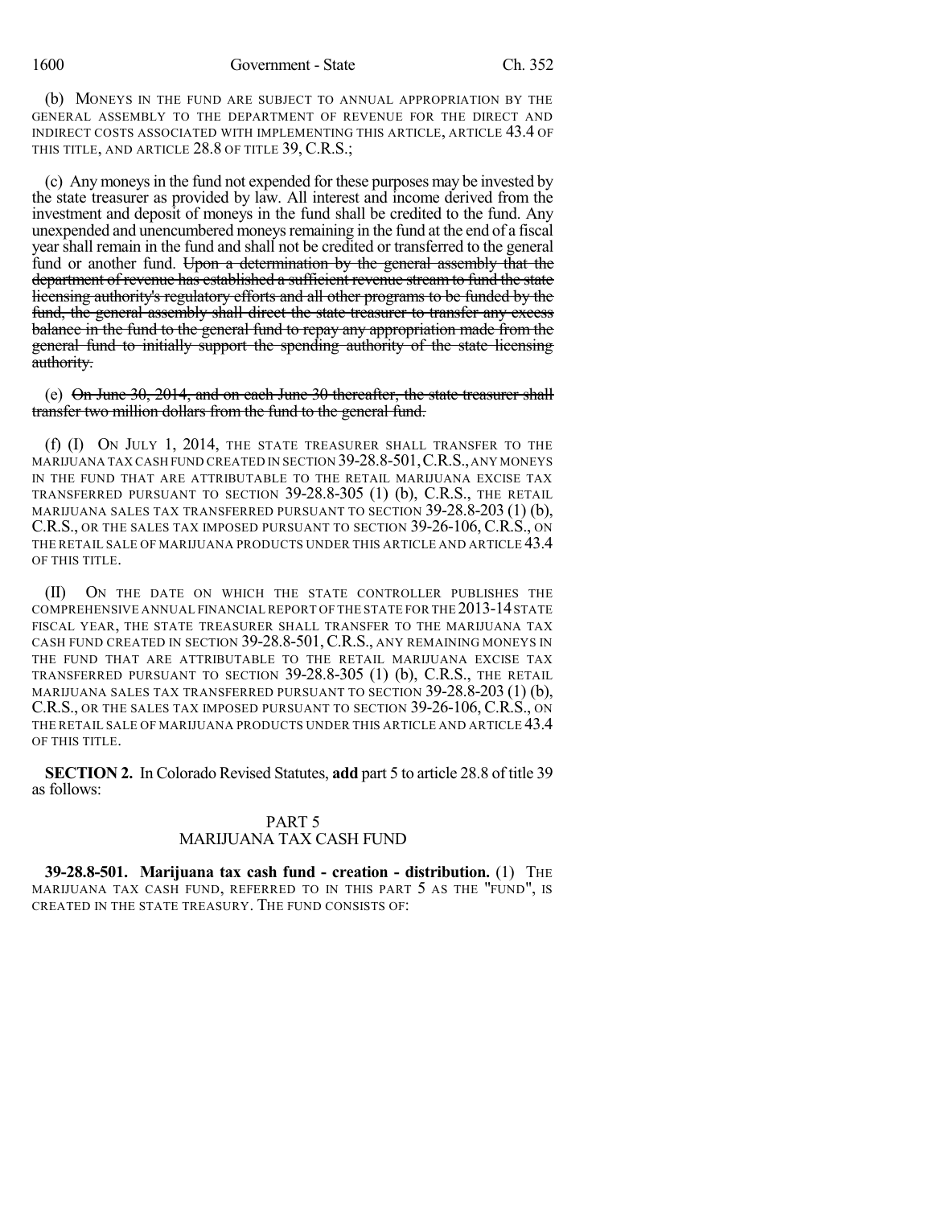(b) MONEYS IN THE FUND ARE SUBJECT TO ANNUAL APPROPRIATION BY THE GENERAL ASSEMBLY TO THE DEPARTMENT OF REVENUE FOR THE DIRECT AND INDIRECT COSTS ASSOCIATED WITH IMPLEMENTING THIS ARTICLE, ARTICLE 43.4 OF THIS TITLE, AND ARTICLE 28.8 OF TITLE 39, C.R.S.;

(c) Any moneys in the fund not expended for these purposes may be invested by the state treasurer as provided by law. All interest and income derived from the investment and deposit of moneys in the fund shall be credited to the fund. Any unexpended and unencumbered moneys remaining in the fund at the end of a fiscal year shall remain in the fund and shall not be credited or transferred to the general fund or another fund. ~~Upon a determination by the general assembly that the department of revenue has established a sufficient revenue stream to fund the state licensing authority's regulatory efforts and all other programs to be funded by the fund, the general assembly shall direct the state treasurer to transfer any excess balance in the fund to the general fund to repay any appropriation made from the general fund to initially support the spending authority of the state licensing authority.~~

(e) ~~On June 30, 2014, and on each June 30 thereafter, the state treasurer shall transfer two million dollars from the fund to the general fund.~~

(f) (I) ON JULY 1, 2014, THE STATE TREASURER SHALL TRANSFER TO THE MARIJUANA TAX CASH FUND CREATED IN SECTION 39-28.8-501, C.R.S., ANY MONEYS IN THE FUND THAT ARE ATTRIBUTABLE TO THE RETAIL MARIJUANA EXCISE TAX TRANSFERRED PURSUANT TO SECTION 39-28.8-305 (1) (b), C.R.S., THE RETAIL MARIJUANA SALES TAX TRANSFERRED PURSUANT TO SECTION 39-28.8-203 (1) (b), C.R.S., OR THE SALES TAX IMPOSED PURSUANT TO SECTION 39-26-106, C.R.S., ON THE RETAIL SALE OF MARIJUANA PRODUCTS UNDER THIS ARTICLE AND ARTICLE 43.4 OF THIS TITLE.

(II) ON THE DATE ON WHICH THE STATE CONTROLLER PUBLISHES THE COMPREHENSIVE ANNUAL FINANCIAL REPORT OF THE STATE FOR THE 2013-14 STATE FISCAL YEAR, THE STATE TREASURER SHALL TRANSFER TO THE MARIJUANA TAX CASH FUND CREATED IN SECTION 39-28.8-501, C.R.S., ANY REMAINING MONEYS IN THE FUND THAT ARE ATTRIBUTABLE TO THE RETAIL MARIJUANA EXCISE TAX TRANSFERRED PURSUANT TO SECTION 39-28.8-305 (1) (b), C.R.S., THE RETAIL MARIJUANA SALES TAX TRANSFERRED PURSUANT TO SECTION 39-28.8-203 (1) (b), C.R.S., OR THE SALES TAX IMPOSED PURSUANT TO SECTION 39-26-106, C.R.S., ON THE RETAIL SALE OF MARIJUANA PRODUCTS UNDER THIS ARTICLE AND ARTICLE 43.4 OF THIS TITLE.

**SECTION 2.** In Colorado Revised Statutes, **add** part 5 to article 28.8 of title 39 as follows:

PART 5
MARIJUANA TAX CASH FUND

**39-28.8-501. Marijuana tax cash fund - creation - distribution.** (1) THE MARIJUANA TAX CASH FUND, REFERRED TO IN THIS PART 5 AS THE "FUND", IS CREATED IN THE STATE TREASURY. THE FUND CONSISTS OF: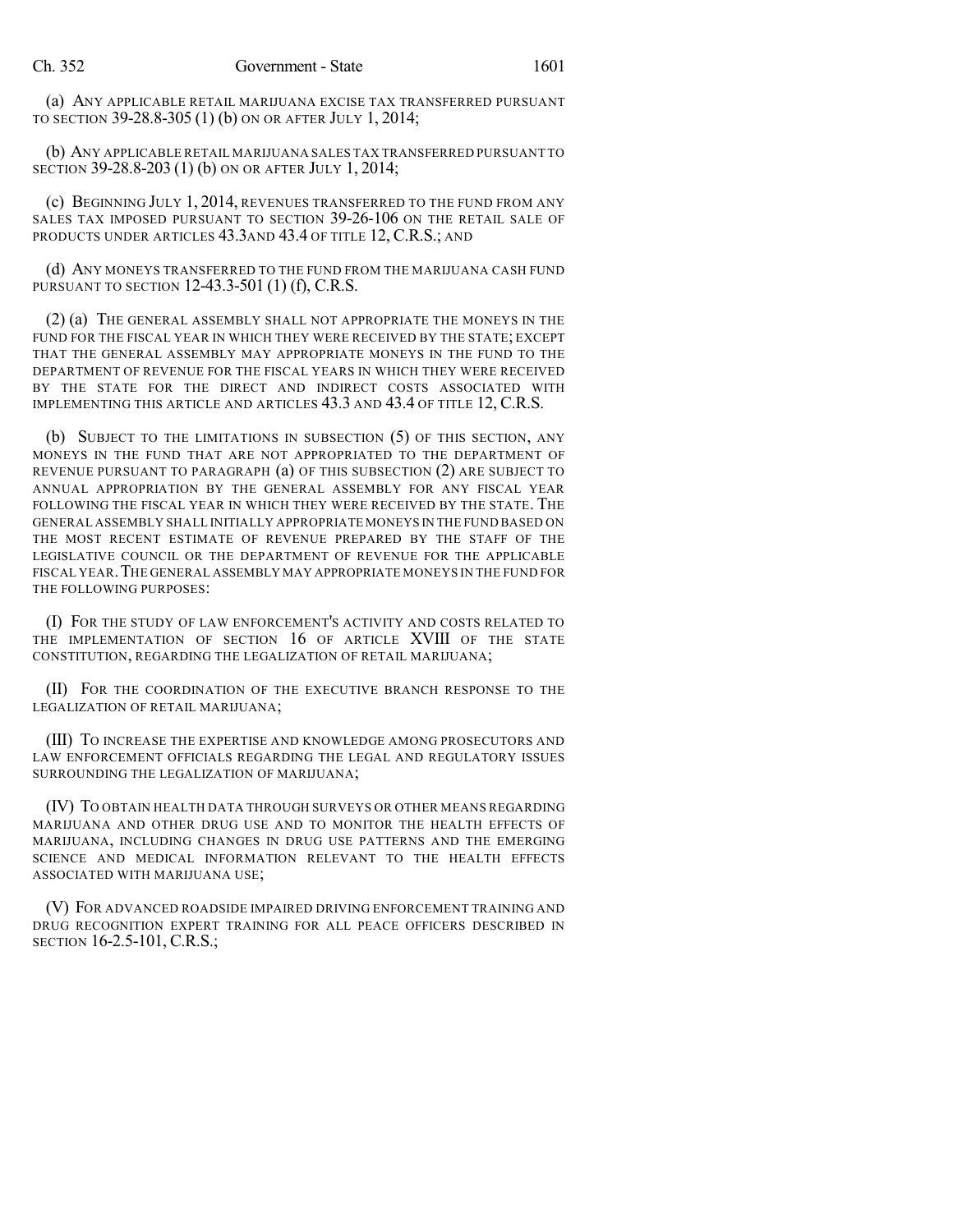(a) ANY APPLICABLE RETAIL MARIJUANA EXCISE TAX TRANSFERRED PURSUANT TO SECTION 39-28.8-305 (1) (b) ON OR AFTER JULY 1, 2014;

(b) ANY APPLICABLE RETAIL MARIJUANA SALES TAX TRANSFERRED PURSUANT TO SECTION 39-28.8-203 (1) (b) ON OR AFTER JULY 1, 2014;

(c) BEGINNING JULY 1, 2014, REVENUES TRANSFERRED TO THE FUND FROM ANY SALES TAX IMPOSED PURSUANT TO SECTION 39-26-106 ON THE RETAIL SALE OF PRODUCTS UNDER ARTICLES 43.3AND 43.4 OF TITLE 12, C.R.S.; AND

(d) ANY MONEYS TRANSFERRED TO THE FUND FROM THE MARIJUANA CASH FUND PURSUANT TO SECTION 12-43.3-501 (1) (f), C.R.S.

(2) (a) THE GENERAL ASSEMBLY SHALL NOT APPROPRIATE THE MONEYS IN THE FUND FOR THE FISCAL YEAR IN WHICH THEY WERE RECEIVED BY THE STATE; EXCEPT THAT THE GENERAL ASSEMBLY MAY APPROPRIATE MONEYS IN THE FUND TO THE DEPARTMENT OF REVENUE FOR THE FISCAL YEARS IN WHICH THEY WERE RECEIVED BY THE STATE FOR THE DIRECT AND INDIRECT COSTS ASSOCIATED WITH IMPLEMENTING THIS ARTICLE AND ARTICLES 43.3 AND 43.4 OF TITLE 12, C.R.S.

(b) SUBJECT TO THE LIMITATIONS IN SUBSECTION (5) OF THIS SECTION, ANY MONEYS IN THE FUND THAT ARE NOT APPROPRIATED TO THE DEPARTMENT OF REVENUE PURSUANT TO PARAGRAPH (a) OF THIS SUBSECTION (2) ARE SUBJECT TO ANNUAL APPROPRIATION BY THE GENERAL ASSEMBLY FOR ANY FISCAL YEAR FOLLOWING THE FISCAL YEAR IN WHICH THEY WERE RECEIVED BY THE STATE. THE GENERAL ASSEMBLY SHALL INITIALLY APPROPRIATE MONEYS IN THE FUND BASED ON THE MOST RECENT ESTIMATE OF REVENUE PREPARED BY THE STAFF OF THE LEGISLATIVE COUNCIL OR THE DEPARTMENT OF REVENUE FOR THE APPLICABLE FISCAL YEAR. THE GENERAL ASSEMBLY MAY APPROPRIATE MONEYS IN THE FUND FOR THE FOLLOWING PURPOSES:

(I) FOR THE STUDY OF LAW ENFORCEMENT'S ACTIVITY AND COSTS RELATED TO THE IMPLEMENTATION OF SECTION 16 OF ARTICLE XVIII OF THE STATE CONSTITUTION, REGARDING THE LEGALIZATION OF RETAIL MARIJUANA;

(II) FOR THE COORDINATION OF THE EXECUTIVE BRANCH RESPONSE TO THE LEGALIZATION OF RETAIL MARIJUANA;

(III) TO INCREASE THE EXPERTISE AND KNOWLEDGE AMONG PROSECUTORS AND LAW ENFORCEMENT OFFICIALS REGARDING THE LEGAL AND REGULATORY ISSUES SURROUNDING THE LEGALIZATION OF MARIJUANA;

(IV) TO OBTAIN HEALTH DATA THROUGH SURVEYS OR OTHER MEANS REGARDING MARIJUANA AND OTHER DRUG USE AND TO MONITOR THE HEALTH EFFECTS OF MARIJUANA, INCLUDING CHANGES IN DRUG USE PATTERNS AND THE EMERGING SCIENCE AND MEDICAL INFORMATION RELEVANT TO THE HEALTH EFFECTS ASSOCIATED WITH MARIJUANA USE;

(V) FOR ADVANCED ROADSIDE IMPAIRED DRIVING ENFORCEMENT TRAINING AND DRUG RECOGNITION EXPERT TRAINING FOR ALL PEACE OFFICERS DESCRIBED IN SECTION 16-2.5-101, C.R.S.;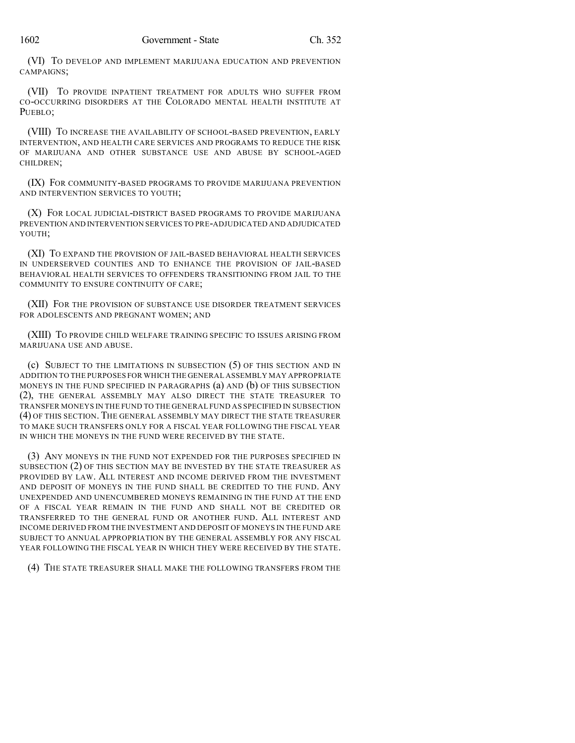(VI) TO DEVELOP AND IMPLEMENT MARIJUANA EDUCATION AND PREVENTION CAMPAIGNS;

(VII) TO PROVIDE INPATIENT TREATMENT FOR ADULTS WHO SUFFER FROM CO-OCCURRING DISORDERS AT THE COLORADO MENTAL HEALTH INSTITUTE AT PUEBLO;

(VIII) TO INCREASE THE AVAILABILITY OF SCHOOL-BASED PREVENTION, EARLY INTERVENTION, AND HEALTH CARE SERVICES AND PROGRAMS TO REDUCE THE RISK OF MARIJUANA AND OTHER SUBSTANCE USE AND ABUSE BY SCHOOL-AGED CHILDREN;

(IX) FOR COMMUNITY-BASED PROGRAMS TO PROVIDE MARIJUANA PREVENTION AND INTERVENTION SERVICES TO YOUTH;

(X) FOR LOCAL JUDICIAL-DISTRICT BASED PROGRAMS TO PROVIDE MARIJUANA PREVENTION AND INTERVENTION SERVICES TO PRE-ADJUDICATED AND ADJUDICATED YOUTH;

(XI) TO EXPAND THE PROVISION OF JAIL-BASED BEHAVIORAL HEALTH SERVICES IN UNDERSERVED COUNTIES AND TO ENHANCE THE PROVISION OF JAIL-BASED BEHAVIORAL HEALTH SERVICES TO OFFENDERS TRANSITIONING FROM JAIL TO THE COMMUNITY TO ENSURE CONTINUITY OF CARE;

(XII) FOR THE PROVISION OF SUBSTANCE USE DISORDER TREATMENT SERVICES FOR ADOLESCENTS AND PREGNANT WOMEN; AND

(XIII) TO PROVIDE CHILD WELFARE TRAINING SPECIFIC TO ISSUES ARISING FROM MARIJUANA USE AND ABUSE.

(c) SUBJECT TO THE LIMITATIONS IN SUBSECTION (5) OF THIS SECTION AND IN ADDITION TO THE PURPOSES FOR WHICH THE GENERAL ASSEMBLY MAY APPROPRIATE MONEYS IN THE FUND SPECIFIED IN PARAGRAPHS (a) AND (b) OF THIS SUBSECTION (2), THE GENERAL ASSEMBLY MAY ALSO DIRECT THE STATE TREASURER TO TRANSFER MONEYS IN THE FUND TO THE GENERAL FUND AS SPECIFIED IN SUBSECTION (4) OF THIS SECTION. THE GENERAL ASSEMBLY MAY DIRECT THE STATE TREASURER TO MAKE SUCH TRANSFERS ONLY FOR A FISCAL YEAR FOLLOWING THE FISCAL YEAR IN WHICH THE MONEYS IN THE FUND WERE RECEIVED BY THE STATE.

(3) ANY MONEYS IN THE FUND NOT EXPENDED FOR THE PURPOSES SPECIFIED IN SUBSECTION (2) OF THIS SECTION MAY BE INVESTED BY THE STATE TREASURER AS PROVIDED BY LAW. ALL INTEREST AND INCOME DERIVED FROM THE INVESTMENT AND DEPOSIT OF MONEYS IN THE FUND SHALL BE CREDITED TO THE FUND. ANY UNEXPENDED AND UNENCUMBERED MONEYS REMAINING IN THE FUND AT THE END OF A FISCAL YEAR REMAIN IN THE FUND AND SHALL NOT BE CREDITED OR TRANSFERRED TO THE GENERAL FUND OR ANOTHER FUND. ALL INTEREST AND INCOME DERIVED FROM THE INVESTMENT AND DEPOSIT OF MONEYS IN THE FUND ARE SUBJECT TO ANNUAL APPROPRIATION BY THE GENERAL ASSEMBLY FOR ANY FISCAL YEAR FOLLOWING THE FISCAL YEAR IN WHICH THEY WERE RECEIVED BY THE STATE.

(4) THE STATE TREASURER SHALL MAKE THE FOLLOWING TRANSFERS FROM THE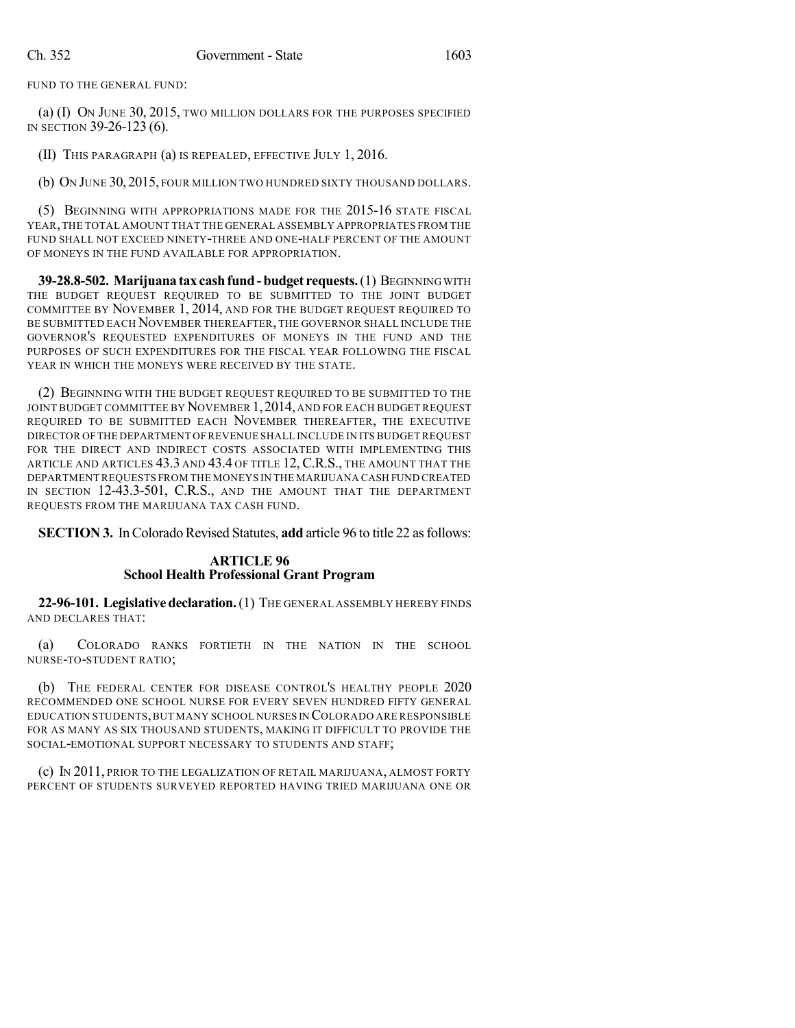FUND TO THE GENERAL FUND:

(a) (I) ON JUNE 30, 2015, TWO MILLION DOLLARS FOR THE PURPOSES SPECIFIED IN SECTION 39-26-123 (6).

(II) THIS PARAGRAPH (a) IS REPEALED, EFFECTIVE JULY 1, 2016.

(b) ON JUNE 30, 2015, FOUR MILLION TWO HUNDRED SIXTY THOUSAND DOLLARS.

(5) BEGINNING WITH APPROPRIATIONS MADE FOR THE 2015-16 STATE FISCAL YEAR, THE TOTAL AMOUNT THAT THE GENERAL ASSEMBLY APPROPRIATES FROM THE FUND SHALL NOT EXCEED NINETY-THREE AND ONE-HALF PERCENT OF THE AMOUNT OF MONEYS IN THE FUND AVAILABLE FOR APPROPRIATION.

**39-28.8-502. Marijuana tax cash fund - budget requests.** (1) BEGINNING WITH THE BUDGET REQUEST REQUIRED TO BE SUBMITTED TO THE JOINT BUDGET COMMITTEE BY NOVEMBER 1, 2014, AND FOR THE BUDGET REQUEST REQUIRED TO BE SUBMITTED EACH NOVEMBER THEREAFTER, THE GOVERNOR SHALL INCLUDE THE GOVERNOR'S REQUESTED EXPENDITURES OF MONEYS IN THE FUND AND THE PURPOSES OF SUCH EXPENDITURES FOR THE FISCAL YEAR FOLLOWING THE FISCAL YEAR IN WHICH THE MONEYS WERE RECEIVED BY THE STATE.

(2) BEGINNING WITH THE BUDGET REQUEST REQUIRED TO BE SUBMITTED TO THE JOINT BUDGET COMMITTEE BY NOVEMBER 1, 2014, AND FOR EACH BUDGET REQUEST REQUIRED TO BE SUBMITTED EACH NOVEMBER THEREAFTER, THE EXECUTIVE DIRECTOR OF THE DEPARTMENT OF REVENUE SHALL INCLUDE IN ITS BUDGET REQUEST FOR THE DIRECT AND INDIRECT COSTS ASSOCIATED WITH IMPLEMENTING THIS ARTICLE AND ARTICLES 43.3 AND 43.4 OF TITLE 12, C.R.S., THE AMOUNT THAT THE DEPARTMENT REQUESTS FROM THE MONEYS IN THE MARIJUANA CASH FUND CREATED IN SECTION 12-43.3-501, C.R.S., AND THE AMOUNT THAT THE DEPARTMENT REQUESTS FROM THE MARIJUANA TAX CASH FUND.

**SECTION 3.** In Colorado Revised Statutes, **add** article 96 to title 22 as follows:

## ARTICLE 96
## School Health Professional Grant Program

**22-96-101. Legislative declaration.** (1) THE GENERAL ASSEMBLY HEREBY FINDS AND DECLARES THAT:

(a) COLORADO RANKS FORTIETH IN THE NATION IN THE SCHOOL NURSE-TO-STUDENT RATIO;

(b) THE FEDERAL CENTER FOR DISEASE CONTROL'S HEALTHY PEOPLE 2020 RECOMMENDED ONE SCHOOL NURSE FOR EVERY SEVEN HUNDRED FIFTY GENERAL EDUCATION STUDENTS, BUT MANY SCHOOL NURSES IN COLORADO ARE RESPONSIBLE FOR AS MANY AS SIX THOUSAND STUDENTS, MAKING IT DIFFICULT TO PROVIDE THE SOCIAL-EMOTIONAL SUPPORT NECESSARY TO STUDENTS AND STAFF;

(c) IN 2011, PRIOR TO THE LEGALIZATION OF RETAIL MARIJUANA, ALMOST FORTY PERCENT OF STUDENTS SURVEYED REPORTED HAVING TRIED MARIJUANA ONE OR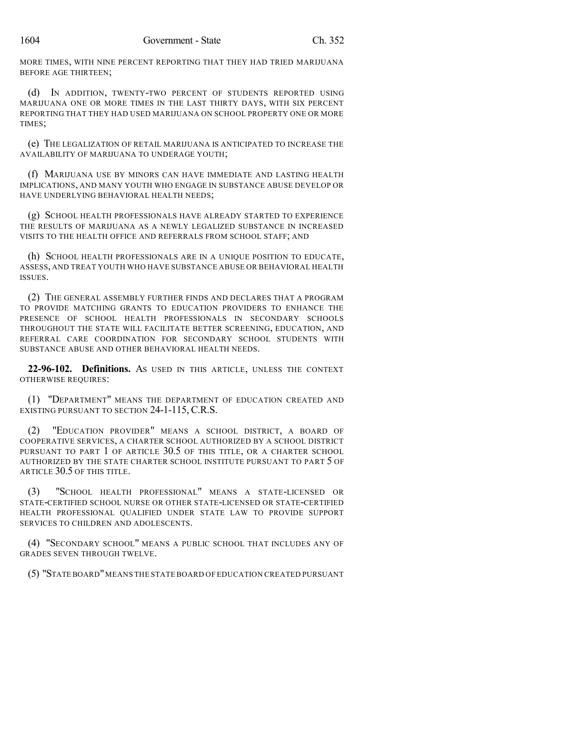MORE TIMES, WITH NINE PERCENT REPORTING THAT THEY HAD TRIED MARIJUANA BEFORE AGE THIRTEEN;

(d) IN ADDITION, TWENTY-TWO PERCENT OF STUDENTS REPORTED USING MARIJUANA ONE OR MORE TIMES IN THE LAST THIRTY DAYS, WITH SIX PERCENT REPORTING THAT THEY HAD USED MARIJUANA ON SCHOOL PROPERTY ONE OR MORE TIMES;

(e) THE LEGALIZATION OF RETAIL MARIJUANA IS ANTICIPATED TO INCREASE THE AVAILABILITY OF MARIJUANA TO UNDERAGE YOUTH;

(f) MARIJUANA USE BY MINORS CAN HAVE IMMEDIATE AND LASTING HEALTH IMPLICATIONS, AND MANY YOUTH WHO ENGAGE IN SUBSTANCE ABUSE DEVELOP OR HAVE UNDERLYING BEHAVIORAL HEALTH NEEDS;

(g) SCHOOL HEALTH PROFESSIONALS HAVE ALREADY STARTED TO EXPERIENCE THE RESULTS OF MARIJUANA AS A NEWLY LEGALIZED SUBSTANCE IN INCREASED VISITS TO THE HEALTH OFFICE AND REFERRALS FROM SCHOOL STAFF; AND

(h) SCHOOL HEALTH PROFESSIONALS ARE IN A UNIQUE POSITION TO EDUCATE, ASSESS, AND TREAT YOUTH WHO HAVE SUBSTANCE ABUSE OR BEHAVIORAL HEALTH ISSUES.

(2) THE GENERAL ASSEMBLY FURTHER FINDS AND DECLARES THAT A PROGRAM TO PROVIDE MATCHING GRANTS TO EDUCATION PROVIDERS TO ENHANCE THE PRESENCE OF SCHOOL HEALTH PROFESSIONALS IN SECONDARY SCHOOLS THROUGHOUT THE STATE WILL FACILITATE BETTER SCREENING, EDUCATION, AND REFERRAL CARE COORDINATION FOR SECONDARY SCHOOL STUDENTS WITH SUBSTANCE ABUSE AND OTHER BEHAVIORAL HEALTH NEEDS.

**22-96-102. Definitions.** AS USED IN THIS ARTICLE, UNLESS THE CONTEXT OTHERWISE REQUIRES:

(1) "DEPARTMENT" MEANS THE DEPARTMENT OF EDUCATION CREATED AND EXISTING PURSUANT TO SECTION 24-1-115, C.R.S.

(2) "EDUCATION PROVIDER" MEANS A SCHOOL DISTRICT, A BOARD OF COOPERATIVE SERVICES, A CHARTER SCHOOL AUTHORIZED BY A SCHOOL DISTRICT PURSUANT TO PART 1 OF ARTICLE 30.5 OF THIS TITLE, OR A CHARTER SCHOOL AUTHORIZED BY THE STATE CHARTER SCHOOL INSTITUTE PURSUANT TO PART 5 OF ARTICLE 30.5 OF THIS TITLE.

(3) "SCHOOL HEALTH PROFESSIONAL" MEANS A STATE-LICENSED OR STATE-CERTIFIED SCHOOL NURSE OR OTHER STATE-LICENSED OR STATE-CERTIFIED HEALTH PROFESSIONAL QUALIFIED UNDER STATE LAW TO PROVIDE SUPPORT SERVICES TO CHILDREN AND ADOLESCENTS.

(4) "SECONDARY SCHOOL" MEANS A PUBLIC SCHOOL THAT INCLUDES ANY OF GRADES SEVEN THROUGH TWELVE.

(5) "STATE BOARD" MEANS THE STATE BOARD OF EDUCATION CREATED PURSUANT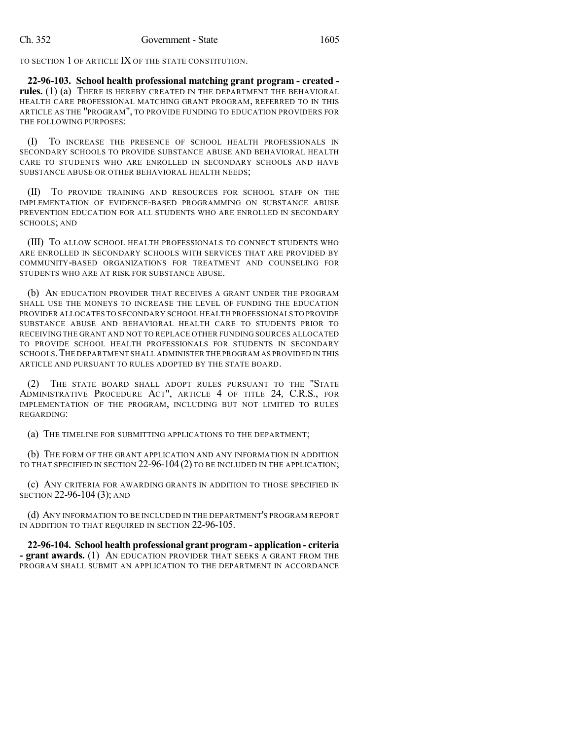TO SECTION 1 OF ARTICLE IX OF THE STATE CONSTITUTION.

**22-96-103. School health professional matching grant program - created - rules.** (1) (a) THERE IS HEREBY CREATED IN THE DEPARTMENT THE BEHAVIORAL HEALTH CARE PROFESSIONAL MATCHING GRANT PROGRAM, REFERRED TO IN THIS ARTICLE AS THE "PROGRAM", TO PROVIDE FUNDING TO EDUCATION PROVIDERS FOR THE FOLLOWING PURPOSES:

(I) TO INCREASE THE PRESENCE OF SCHOOL HEALTH PROFESSIONALS IN SECONDARY SCHOOLS TO PROVIDE SUBSTANCE ABUSE AND BEHAVIORAL HEALTH CARE TO STUDENTS WHO ARE ENROLLED IN SECONDARY SCHOOLS AND HAVE SUBSTANCE ABUSE OR OTHER BEHAVIORAL HEALTH NEEDS;

(II) TO PROVIDE TRAINING AND RESOURCES FOR SCHOOL STAFF ON THE IMPLEMENTATION OF EVIDENCE-BASED PROGRAMMING ON SUBSTANCE ABUSE PREVENTION EDUCATION FOR ALL STUDENTS WHO ARE ENROLLED IN SECONDARY SCHOOLS; AND

(III) TO ALLOW SCHOOL HEALTH PROFESSIONALS TO CONNECT STUDENTS WHO ARE ENROLLED IN SECONDARY SCHOOLS WITH SERVICES THAT ARE PROVIDED BY COMMUNITY-BASED ORGANIZATIONS FOR TREATMENT AND COUNSELING FOR STUDENTS WHO ARE AT RISK FOR SUBSTANCE ABUSE.

(b) AN EDUCATION PROVIDER THAT RECEIVES A GRANT UNDER THE PROGRAM SHALL USE THE MONEYS TO INCREASE THE LEVEL OF FUNDING THE EDUCATION PROVIDER ALLOCATES TO SECONDARY SCHOOL HEALTH PROFESSIONALS TO PROVIDE SUBSTANCE ABUSE AND BEHAVIORAL HEALTH CARE TO STUDENTS PRIOR TO RECEIVING THE GRANT AND NOT TO REPLACE OTHER FUNDING SOURCES ALLOCATED TO PROVIDE SCHOOL HEALTH PROFESSIONALS FOR STUDENTS IN SECONDARY SCHOOLS. THE DEPARTMENT SHALL ADMINISTER THE PROGRAM AS PROVIDED IN THIS ARTICLE AND PURSUANT TO RULES ADOPTED BY THE STATE BOARD.

(2) THE STATE BOARD SHALL ADOPT RULES PURSUANT TO THE "STATE ADMINISTRATIVE PROCEDURE ACT", ARTICLE 4 OF TITLE 24, C.R.S., FOR IMPLEMENTATION OF THE PROGRAM, INCLUDING BUT NOT LIMITED TO RULES REGARDING:

(a) THE TIMELINE FOR SUBMITTING APPLICATIONS TO THE DEPARTMENT;

(b) THE FORM OF THE GRANT APPLICATION AND ANY INFORMATION IN ADDITION TO THAT SPECIFIED IN SECTION 22-96-104 (2) TO BE INCLUDED IN THE APPLICATION;

(c) ANY CRITERIA FOR AWARDING GRANTS IN ADDITION TO THOSE SPECIFIED IN SECTION 22-96-104 (3); AND

(d) ANY INFORMATION TO BE INCLUDED IN THE DEPARTMENT'S PROGRAM REPORT IN ADDITION TO THAT REQUIRED IN SECTION 22-96-105.

**22-96-104. School health professional grant program - application - criteria - grant awards.** (1) AN EDUCATION PROVIDER THAT SEEKS A GRANT FROM THE PROGRAM SHALL SUBMIT AN APPLICATION TO THE DEPARTMENT IN ACCORDANCE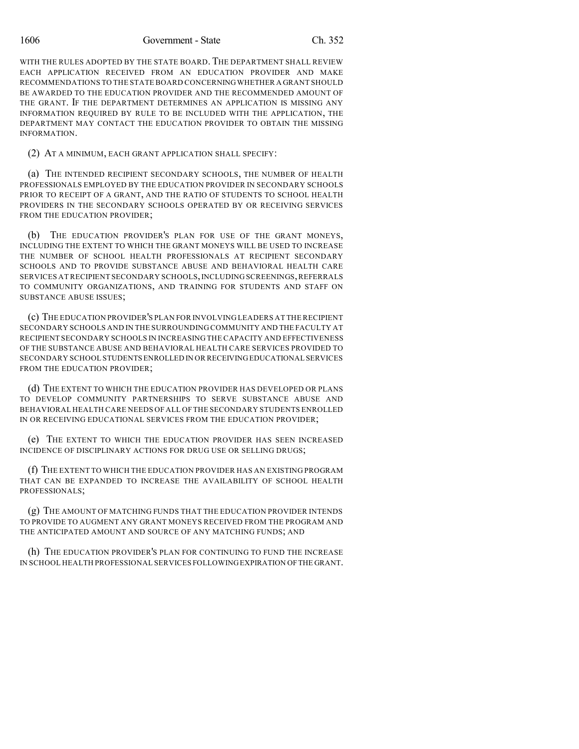WITH THE RULES ADOPTED BY THE STATE BOARD. THE DEPARTMENT SHALL REVIEW EACH APPLICATION RECEIVED FROM AN EDUCATION PROVIDER AND MAKE RECOMMENDATIONS TO THE STATE BOARD CONCERNING WHETHER A GRANT SHOULD BE AWARDED TO THE EDUCATION PROVIDER AND THE RECOMMENDED AMOUNT OF THE GRANT. IF THE DEPARTMENT DETERMINES AN APPLICATION IS MISSING ANY INFORMATION REQUIRED BY RULE TO BE INCLUDED WITH THE APPLICATION, THE DEPARTMENT MAY CONTACT THE EDUCATION PROVIDER TO OBTAIN THE MISSING INFORMATION.

(2) AT A MINIMUM, EACH GRANT APPLICATION SHALL SPECIFY:

(a) THE INTENDED RECIPIENT SECONDARY SCHOOLS, THE NUMBER OF HEALTH PROFESSIONALS EMPLOYED BY THE EDUCATION PROVIDER IN SECONDARY SCHOOLS PRIOR TO RECEIPT OF A GRANT, AND THE RATIO OF STUDENTS TO SCHOOL HEALTH PROVIDERS IN THE SECONDARY SCHOOLS OPERATED BY OR RECEIVING SERVICES FROM THE EDUCATION PROVIDER;

(b) THE EDUCATION PROVIDER'S PLAN FOR USE OF THE GRANT MONEYS, INCLUDING THE EXTENT TO WHICH THE GRANT MONEYS WILL BE USED TO INCREASE THE NUMBER OF SCHOOL HEALTH PROFESSIONALS AT RECIPIENT SECONDARY SCHOOLS AND TO PROVIDE SUBSTANCE ABUSE AND BEHAVIORAL HEALTH CARE SERVICES AT RECIPIENT SECONDARY SCHOOLS, INCLUDING SCREENINGS, REFERRALS TO COMMUNITY ORGANIZATIONS, AND TRAINING FOR STUDENTS AND STAFF ON SUBSTANCE ABUSE ISSUES;

(c) THE EDUCATION PROVIDER'S PLAN FOR INVOLVING LEADERS AT THE RECIPIENT SECONDARY SCHOOLS AND IN THE SURROUNDING COMMUNITY AND THE FACULTY AT RECIPIENT SECONDARY SCHOOLS IN INCREASING THE CAPACITY AND EFFECTIVENESS OF THE SUBSTANCE ABUSE AND BEHAVIORAL HEALTH CARE SERVICES PROVIDED TO SECONDARY SCHOOL STUDENTS ENROLLED IN OR RECEIVING EDUCATIONAL SERVICES FROM THE EDUCATION PROVIDER;

(d) THE EXTENT TO WHICH THE EDUCATION PROVIDER HAS DEVELOPED OR PLANS TO DEVELOP COMMUNITY PARTNERSHIPS TO SERVE SUBSTANCE ABUSE AND BEHAVIORAL HEALTH CARE NEEDS OF ALL OF THE SECONDARY STUDENTS ENROLLED IN OR RECEIVING EDUCATIONAL SERVICES FROM THE EDUCATION PROVIDER;

(e) THE EXTENT TO WHICH THE EDUCATION PROVIDER HAS SEEN INCREASED INCIDENCE OF DISCIPLINARY ACTIONS FOR DRUG USE OR SELLING DRUGS;

(f) THE EXTENT TO WHICH THE EDUCATION PROVIDER HAS AN EXISTING PROGRAM THAT CAN BE EXPANDED TO INCREASE THE AVAILABILITY OF SCHOOL HEALTH PROFESSIONALS;

(g) THE AMOUNT OF MATCHING FUNDS THAT THE EDUCATION PROVIDER INTENDS TO PROVIDE TO AUGMENT ANY GRANT MONEYS RECEIVED FROM THE PROGRAM AND THE ANTICIPATED AMOUNT AND SOURCE OF ANY MATCHING FUNDS; AND

(h) THE EDUCATION PROVIDER'S PLAN FOR CONTINUING TO FUND THE INCREASE IN SCHOOL HEALTH PROFESSIONAL SERVICES FOLLOWING EXPIRATION OF THE GRANT.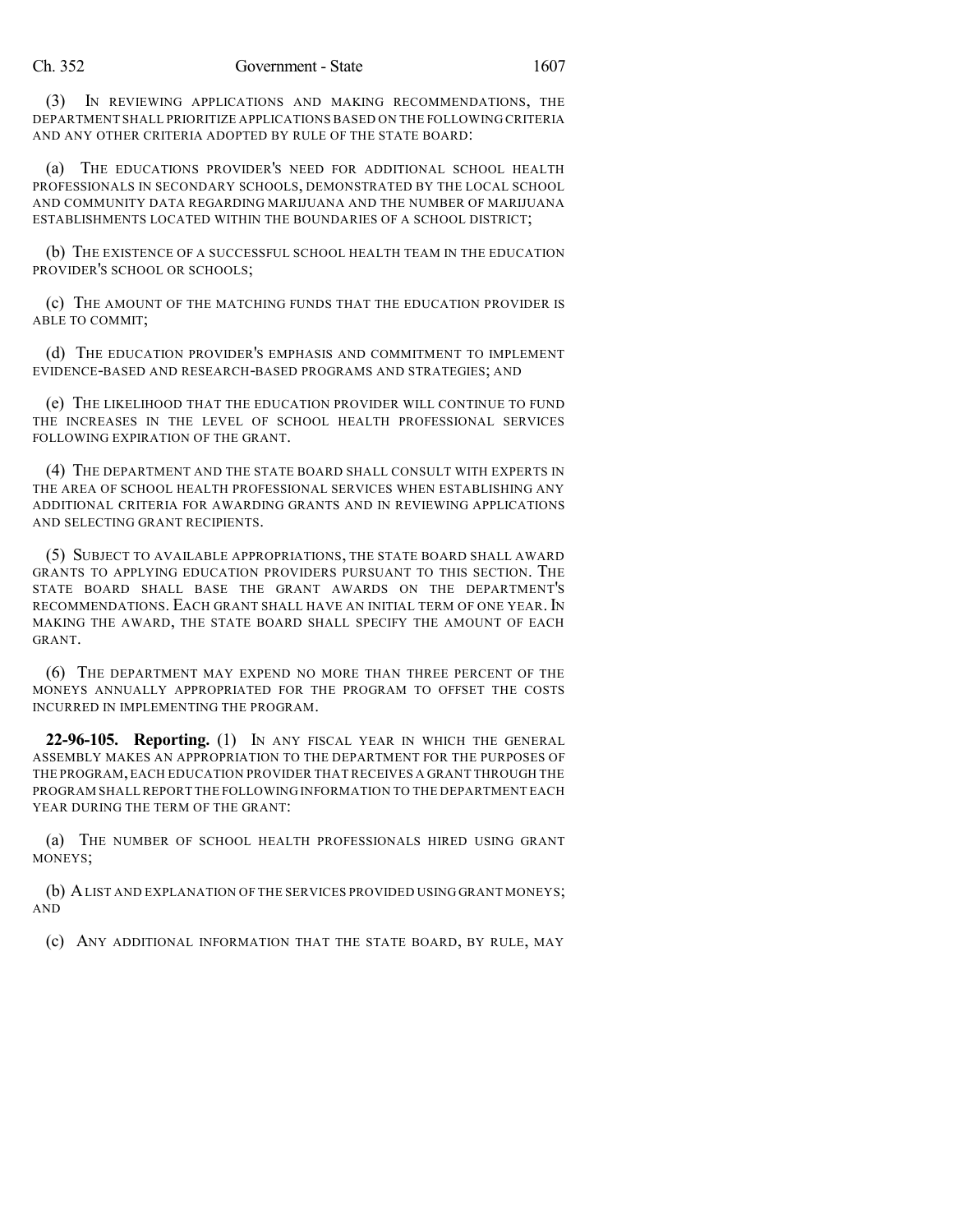(3) IN REVIEWING APPLICATIONS AND MAKING RECOMMENDATIONS, THE DEPARTMENT SHALL PRIORITIZE APPLICATIONS BASED ON THE FOLLOWING CRITERIA AND ANY OTHER CRITERIA ADOPTED BY RULE OF THE STATE BOARD:

(a) THE EDUCATIONS PROVIDER'S NEED FOR ADDITIONAL SCHOOL HEALTH PROFESSIONALS IN SECONDARY SCHOOLS, DEMONSTRATED BY THE LOCAL SCHOOL AND COMMUNITY DATA REGARDING MARIJUANA AND THE NUMBER OF MARIJUANA ESTABLISHMENTS LOCATED WITHIN THE BOUNDARIES OF A SCHOOL DISTRICT;

(b) THE EXISTENCE OF A SUCCESSFUL SCHOOL HEALTH TEAM IN THE EDUCATION PROVIDER'S SCHOOL OR SCHOOLS;

(c) THE AMOUNT OF THE MATCHING FUNDS THAT THE EDUCATION PROVIDER IS ABLE TO COMMIT;

(d) THE EDUCATION PROVIDER'S EMPHASIS AND COMMITMENT TO IMPLEMENT EVIDENCE-BASED AND RESEARCH-BASED PROGRAMS AND STRATEGIES; AND

(e) THE LIKELIHOOD THAT THE EDUCATION PROVIDER WILL CONTINUE TO FUND THE INCREASES IN THE LEVEL OF SCHOOL HEALTH PROFESSIONAL SERVICES FOLLOWING EXPIRATION OF THE GRANT.

(4) THE DEPARTMENT AND THE STATE BOARD SHALL CONSULT WITH EXPERTS IN THE AREA OF SCHOOL HEALTH PROFESSIONAL SERVICES WHEN ESTABLISHING ANY ADDITIONAL CRITERIA FOR AWARDING GRANTS AND IN REVIEWING APPLICATIONS AND SELECTING GRANT RECIPIENTS.

(5) SUBJECT TO AVAILABLE APPROPRIATIONS, THE STATE BOARD SHALL AWARD GRANTS TO APPLYING EDUCATION PROVIDERS PURSUANT TO THIS SECTION. THE STATE BOARD SHALL BASE THE GRANT AWARDS ON THE DEPARTMENT'S RECOMMENDATIONS. EACH GRANT SHALL HAVE AN INITIAL TERM OF ONE YEAR. IN MAKING THE AWARD, THE STATE BOARD SHALL SPECIFY THE AMOUNT OF EACH GRANT.

(6) THE DEPARTMENT MAY EXPEND NO MORE THAN THREE PERCENT OF THE MONEYS ANNUALLY APPROPRIATED FOR THE PROGRAM TO OFFSET THE COSTS INCURRED IN IMPLEMENTING THE PROGRAM.

**22-96-105. Reporting.** (1) IN ANY FISCAL YEAR IN WHICH THE GENERAL ASSEMBLY MAKES AN APPROPRIATION TO THE DEPARTMENT FOR THE PURPOSES OF THE PROGRAM, EACH EDUCATION PROVIDER THAT RECEIVES A GRANT THROUGH THE PROGRAM SHALL REPORT THE FOLLOWING INFORMATION TO THE DEPARTMENT EACH YEAR DURING THE TERM OF THE GRANT:

(a) THE NUMBER OF SCHOOL HEALTH PROFESSIONALS HIRED USING GRANT MONEYS;

(b) A LIST AND EXPLANATION OF THE SERVICES PROVIDED USING GRANT MONEYS; AND

(c) ANY ADDITIONAL INFORMATION THAT THE STATE BOARD, BY RULE, MAY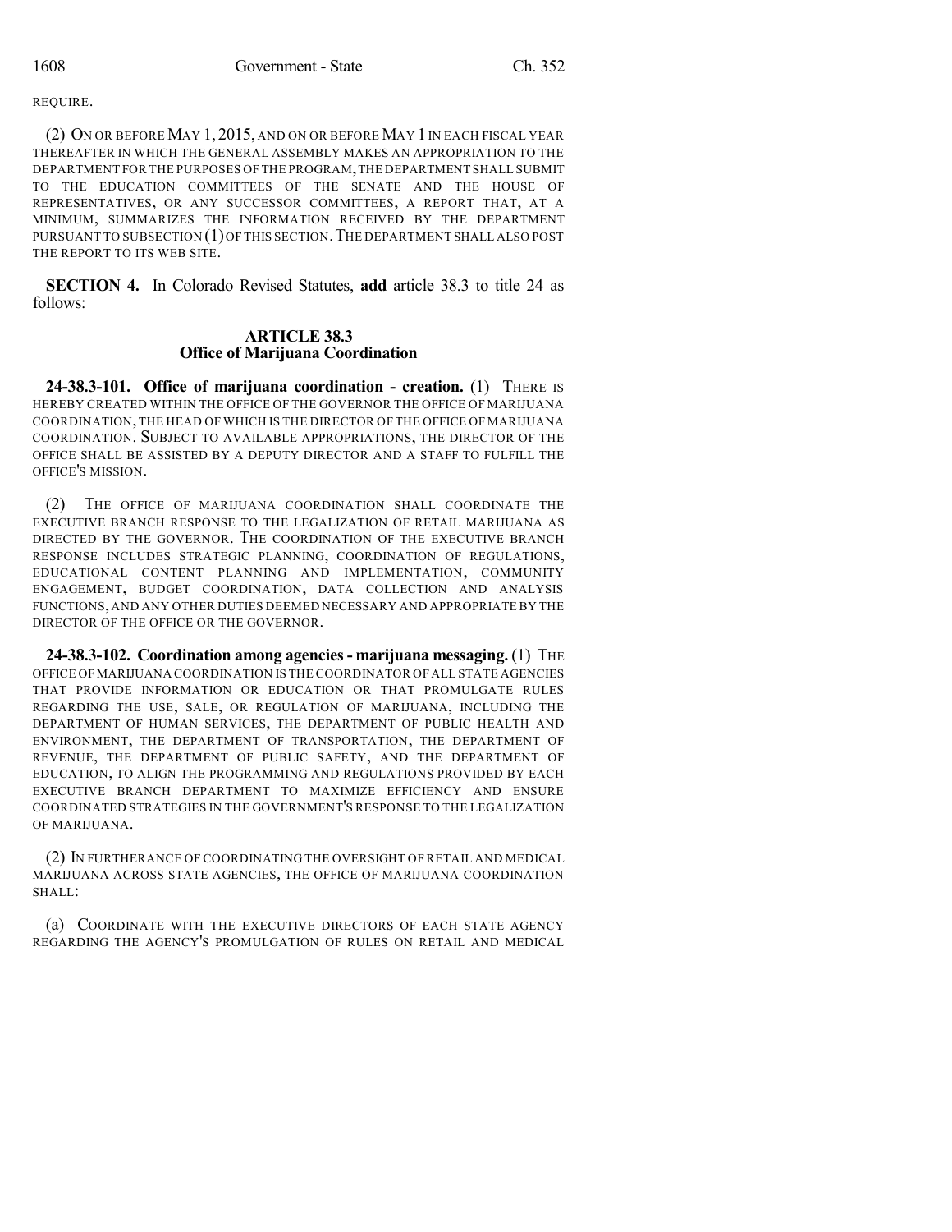REQUIRE.

(2) ON OR BEFORE MAY 1, 2015, AND ON OR BEFORE MAY 1 IN EACH FISCAL YEAR THEREAFTER IN WHICH THE GENERAL ASSEMBLY MAKES AN APPROPRIATION TO THE DEPARTMENT FOR THE PURPOSES OF THE PROGRAM, THE DEPARTMENT SHALL SUBMIT TO THE EDUCATION COMMITTEES OF THE SENATE AND THE HOUSE OF REPRESENTATIVES, OR ANY SUCCESSOR COMMITTEES, A REPORT THAT, AT A MINIMUM, SUMMARIZES THE INFORMATION RECEIVED BY THE DEPARTMENT PURSUANT TO SUBSECTION (1) OF THIS SECTION. THE DEPARTMENT SHALL ALSO POST THE REPORT TO ITS WEB SITE.

**SECTION 4.** In Colorado Revised Statutes, **add** article 38.3 to title 24 as follows:

## ARTICLE 38.3
## Office of Marijuana Coordination

**24-38.3-101. Office of marijuana coordination - creation.** (1) THERE IS HEREBY CREATED WITHIN THE OFFICE OF THE GOVERNOR THE OFFICE OF MARIJUANA COORDINATION, THE HEAD OF WHICH IS THE DIRECTOR OF THE OFFICE OF MARIJUANA COORDINATION. SUBJECT TO AVAILABLE APPROPRIATIONS, THE DIRECTOR OF THE OFFICE SHALL BE ASSISTED BY A DEPUTY DIRECTOR AND A STAFF TO FULFILL THE OFFICE'S MISSION.

(2) THE OFFICE OF MARIJUANA COORDINATION SHALL COORDINATE THE EXECUTIVE BRANCH RESPONSE TO THE LEGALIZATION OF RETAIL MARIJUANA AS DIRECTED BY THE GOVERNOR. THE COORDINATION OF THE EXECUTIVE BRANCH RESPONSE INCLUDES STRATEGIC PLANNING, COORDINATION OF REGULATIONS, EDUCATIONAL CONTENT PLANNING AND IMPLEMENTATION, COMMUNITY ENGAGEMENT, BUDGET COORDINATION, DATA COLLECTION AND ANALYSIS FUNCTIONS, AND ANY OTHER DUTIES DEEMED NECESSARY AND APPROPRIATE BY THE DIRECTOR OF THE OFFICE OR THE GOVERNOR.

**24-38.3-102. Coordination among agencies - marijuana messaging.** (1) THE OFFICE OF MARIJUANA COORDINATION IS THE COORDINATOR OF ALL STATE AGENCIES THAT PROVIDE INFORMATION OR EDUCATION OR THAT PROMULGATE RULES REGARDING THE USE, SALE, OR REGULATION OF MARIJUANA, INCLUDING THE DEPARTMENT OF HUMAN SERVICES, THE DEPARTMENT OF PUBLIC HEALTH AND ENVIRONMENT, THE DEPARTMENT OF TRANSPORTATION, THE DEPARTMENT OF REVENUE, THE DEPARTMENT OF PUBLIC SAFETY, AND THE DEPARTMENT OF EDUCATION, TO ALIGN THE PROGRAMMING AND REGULATIONS PROVIDED BY EACH EXECUTIVE BRANCH DEPARTMENT TO MAXIMIZE EFFICIENCY AND ENSURE COORDINATED STRATEGIES IN THE GOVERNMENT'S RESPONSE TO THE LEGALIZATION OF MARIJUANA.

(2) IN FURTHERANCE OF COORDINATING THE OVERSIGHT OF RETAIL AND MEDICAL MARIJUANA ACROSS STATE AGENCIES, THE OFFICE OF MARIJUANA COORDINATION SHALL:

(a) COORDINATE WITH THE EXECUTIVE DIRECTORS OF EACH STATE AGENCY REGARDING THE AGENCY'S PROMULGATION OF RULES ON RETAIL AND MEDICAL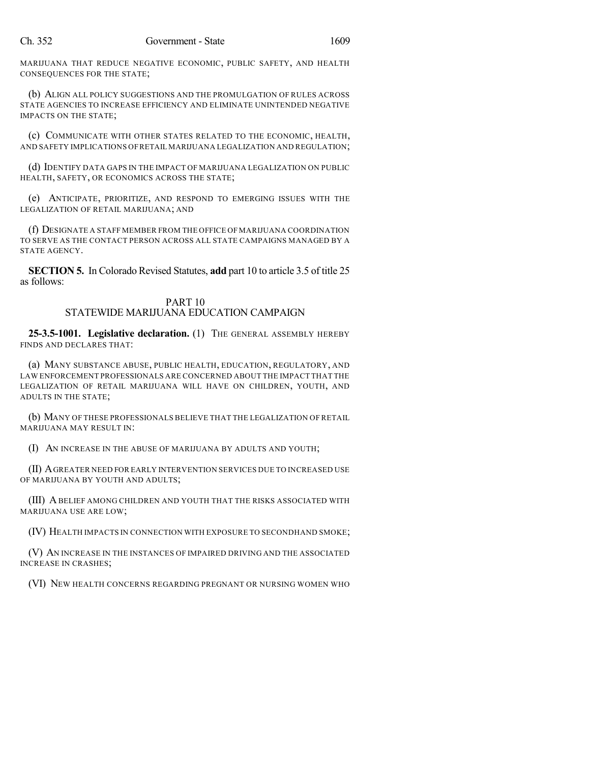MARIJUANA THAT REDUCE NEGATIVE ECONOMIC, PUBLIC SAFETY, AND HEALTH CONSEQUENCES FOR THE STATE;

(b) ALIGN ALL POLICY SUGGESTIONS AND THE PROMULGATION OF RULES ACROSS STATE AGENCIES TO INCREASE EFFICIENCY AND ELIMINATE UNINTENDED NEGATIVE IMPACTS ON THE STATE;

(c) COMMUNICATE WITH OTHER STATES RELATED TO THE ECONOMIC, HEALTH, AND SAFETY IMPLICATIONS OF RETAIL MARIJUANA LEGALIZATION AND REGULATION;

(d) IDENTIFY DATA GAPS IN THE IMPACT OF MARIJUANA LEGALIZATION ON PUBLIC HEALTH, SAFETY, OR ECONOMICS ACROSS THE STATE;

(e) ANTICIPATE, PRIORITIZE, AND RESPOND TO EMERGING ISSUES WITH THE LEGALIZATION OF RETAIL MARIJUANA; AND

(f) DESIGNATE A STAFF MEMBER FROM THE OFFICE OF MARIJUANA COORDINATION TO SERVE AS THE CONTACT PERSON ACROSS ALL STATE CAMPAIGNS MANAGED BY A STATE AGENCY.

**SECTION 5.** In Colorado Revised Statutes, **add** part 10 to article 3.5 of title 25 as follows:

## PART 10
## STATEWIDE MARIJUANA EDUCATION CAMPAIGN

**25-3.5-1001. Legislative declaration.** (1) THE GENERAL ASSEMBLY HEREBY FINDS AND DECLARES THAT:

(a) MANY SUBSTANCE ABUSE, PUBLIC HEALTH, EDUCATION, REGULATORY, AND LAW ENFORCEMENT PROFESSIONALS ARE CONCERNED ABOUT THE IMPACT THAT THE LEGALIZATION OF RETAIL MARIJUANA WILL HAVE ON CHILDREN, YOUTH, AND ADULTS IN THE STATE;

(b) MANY OF THESE PROFESSIONALS BELIEVE THAT THE LEGALIZATION OF RETAIL MARIJUANA MAY RESULT IN:

(I) AN INCREASE IN THE ABUSE OF MARIJUANA BY ADULTS AND YOUTH;

(II) A GREATER NEED FOR EARLY INTERVENTION SERVICES DUE TO INCREASED USE OF MARIJUANA BY YOUTH AND ADULTS;

(III) A BELIEF AMONG CHILDREN AND YOUTH THAT THE RISKS ASSOCIATED WITH MARIJUANA USE ARE LOW;

(IV) HEALTH IMPACTS IN CONNECTION WITH EXPOSURE TO SECONDHAND SMOKE;

(V) AN INCREASE IN THE INSTANCES OF IMPAIRED DRIVING AND THE ASSOCIATED INCREASE IN CRASHES;

(VI) NEW HEALTH CONCERNS REGARDING PREGNANT OR NURSING WOMEN WHO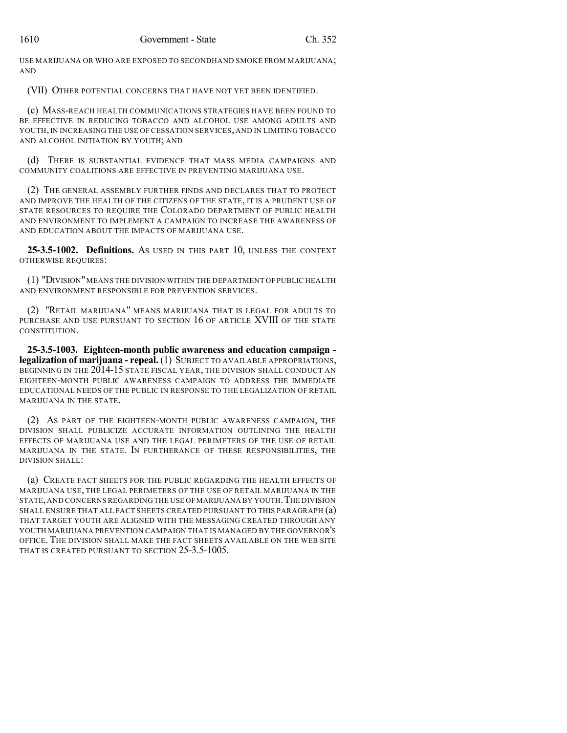USE MARIJUANA OR WHO ARE EXPOSED TO SECONDHAND SMOKE FROM MARIJUANA; AND

(VII) OTHER POTENTIAL CONCERNS THAT HAVE NOT YET BEEN IDENTIFIED.

(c) MASS-REACH HEALTH COMMUNICATIONS STRATEGIES HAVE BEEN FOUND TO BE EFFECTIVE IN REDUCING TOBACCO AND ALCOHOL USE AMONG ADULTS AND YOUTH, IN INCREASING THE USE OF CESSATION SERVICES, AND IN LIMITING TOBACCO AND ALCOHOL INITIATION BY YOUTH; AND

(d) THERE IS SUBSTANTIAL EVIDENCE THAT MASS MEDIA CAMPAIGNS AND COMMUNITY COALITIONS ARE EFFECTIVE IN PREVENTING MARIJUANA USE.

(2) THE GENERAL ASSEMBLY FURTHER FINDS AND DECLARES THAT TO PROTECT AND IMPROVE THE HEALTH OF THE CITIZENS OF THE STATE, IT IS A PRUDENT USE OF STATE RESOURCES TO REQUIRE THE COLORADO DEPARTMENT OF PUBLIC HEALTH AND ENVIRONMENT TO IMPLEMENT A CAMPAIGN TO INCREASE THE AWARENESS OF AND EDUCATION ABOUT THE IMPACTS OF MARIJUANA USE.

**25-3.5-1002. Definitions.** AS USED IN THIS PART 10, UNLESS THE CONTEXT OTHERWISE REQUIRES:

(1) "DIVISION" MEANS THE DIVISION WITHIN THE DEPARTMENT OF PUBLIC HEALTH AND ENVIRONMENT RESPONSIBLE FOR PREVENTION SERVICES.

(2) "RETAIL MARIJUANA" MEANS MARIJUANA THAT IS LEGAL FOR ADULTS TO PURCHASE AND USE PURSUANT TO SECTION 16 OF ARTICLE XVIII OF THE STATE CONSTITUTION.

**25-3.5-1003. Eighteen-month public awareness and education campaign - legalization of marijuana - repeal.** (1) SUBJECT TO AVAILABLE APPROPRIATIONS, BEGINNING IN THE 2014-15 STATE FISCAL YEAR, THE DIVISION SHALL CONDUCT AN EIGHTEEN-MONTH PUBLIC AWARENESS CAMPAIGN TO ADDRESS THE IMMEDIATE EDUCATIONAL NEEDS OF THE PUBLIC IN RESPONSE TO THE LEGALIZATION OF RETAIL MARIJUANA IN THE STATE.

(2) AS PART OF THE EIGHTEEN-MONTH PUBLIC AWARENESS CAMPAIGN, THE DIVISION SHALL PUBLICIZE ACCURATE INFORMATION OUTLINING THE HEALTH EFFECTS OF MARIJUANA USE AND THE LEGAL PERIMETERS OF THE USE OF RETAIL MARIJUANA IN THE STATE. IN FURTHERANCE OF THESE RESPONSIBILITIES, THE DIVISION SHALL:

(a) CREATE FACT SHEETS FOR THE PUBLIC REGARDING THE HEALTH EFFECTS OF MARIJUANA USE, THE LEGAL PERIMETERS OF THE USE OF RETAIL MARIJUANA IN THE STATE, AND CONCERNS REGARDING THE USE OF MARIJUANA BY YOUTH. THE DIVISION SHALL ENSURE THAT ALL FACT SHEETS CREATED PURSUANT TO THIS PARAGRAPH (a) THAT TARGET YOUTH ARE ALIGNED WITH THE MESSAGING CREATED THROUGH ANY YOUTH MARIJUANA PREVENTION CAMPAIGN THAT IS MANAGED BY THE GOVERNOR'S OFFICE. THE DIVISION SHALL MAKE THE FACT SHEETS AVAILABLE ON THE WEB SITE THAT IS CREATED PURSUANT TO SECTION 25-3.5-1005.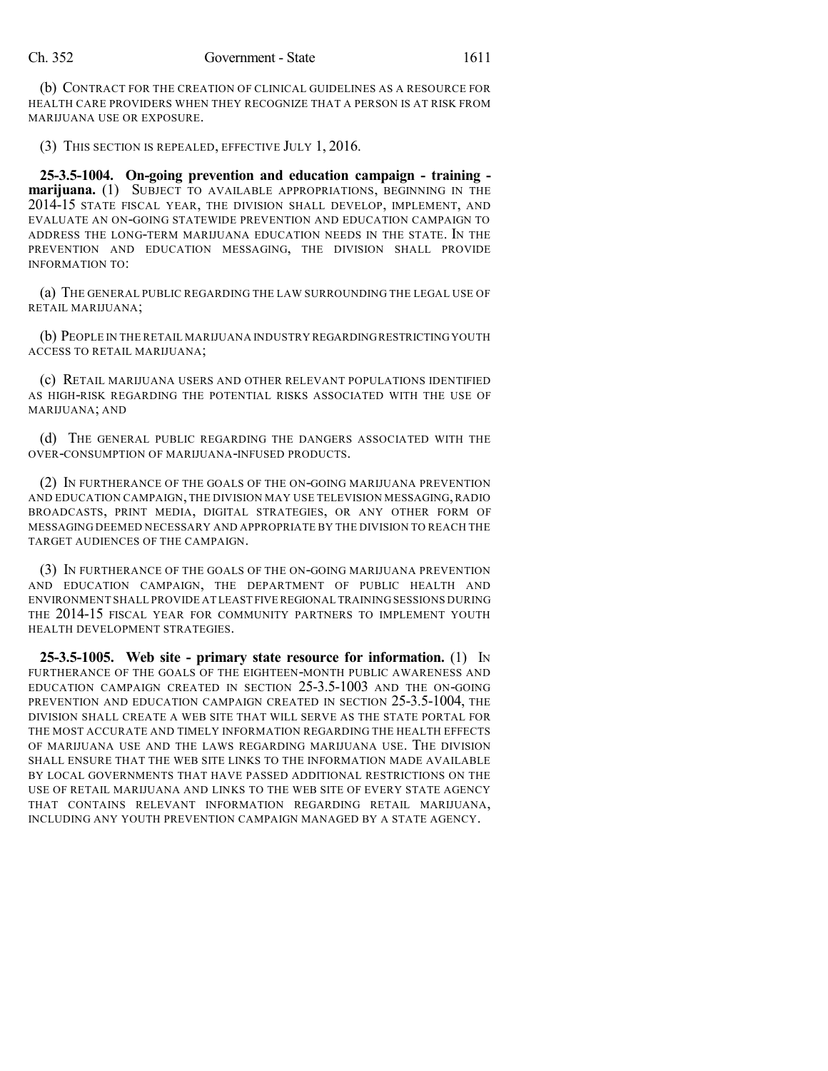(b) CONTRACT FOR THE CREATION OF CLINICAL GUIDELINES AS A RESOURCE FOR HEALTH CARE PROVIDERS WHEN THEY RECOGNIZE THAT A PERSON IS AT RISK FROM MARIJUANA USE OR EXPOSURE.

(3) THIS SECTION IS REPEALED, EFFECTIVE JULY 1, 2016.

**25-3.5-1004. On-going prevention and education campaign - training - marijuana.** (1) SUBJECT TO AVAILABLE APPROPRIATIONS, BEGINNING IN THE 2014-15 STATE FISCAL YEAR, THE DIVISION SHALL DEVELOP, IMPLEMENT, AND EVALUATE AN ON-GOING STATEWIDE PREVENTION AND EDUCATION CAMPAIGN TO ADDRESS THE LONG-TERM MARIJUANA EDUCATION NEEDS IN THE STATE. IN THE PREVENTION AND EDUCATION MESSAGING, THE DIVISION SHALL PROVIDE INFORMATION TO:

(a) THE GENERAL PUBLIC REGARDING THE LAW SURROUNDING THE LEGAL USE OF RETAIL MARIJUANA;

(b) PEOPLE IN THE RETAIL MARIJUANA INDUSTRY REGARDING RESTRICTING YOUTH ACCESS TO RETAIL MARIJUANA;

(c) RETAIL MARIJUANA USERS AND OTHER RELEVANT POPULATIONS IDENTIFIED AS HIGH-RISK REGARDING THE POTENTIAL RISKS ASSOCIATED WITH THE USE OF MARIJUANA; AND

(d) THE GENERAL PUBLIC REGARDING THE DANGERS ASSOCIATED WITH THE OVER-CONSUMPTION OF MARIJUANA-INFUSED PRODUCTS.

(2) IN FURTHERANCE OF THE GOALS OF THE ON-GOING MARIJUANA PREVENTION AND EDUCATION CAMPAIGN, THE DIVISION MAY USE TELEVISION MESSAGING, RADIO BROADCASTS, PRINT MEDIA, DIGITAL STRATEGIES, OR ANY OTHER FORM OF MESSAGING DEEMED NECESSARY AND APPROPRIATE BY THE DIVISION TO REACH THE TARGET AUDIENCES OF THE CAMPAIGN.

(3) IN FURTHERANCE OF THE GOALS OF THE ON-GOING MARIJUANA PREVENTION AND EDUCATION CAMPAIGN, THE DEPARTMENT OF PUBLIC HEALTH AND ENVIRONMENT SHALL PROVIDE AT LEAST FIVE REGIONAL TRAINING SESSIONS DURING THE 2014-15 FISCAL YEAR FOR COMMUNITY PARTNERS TO IMPLEMENT YOUTH HEALTH DEVELOPMENT STRATEGIES.

**25-3.5-1005. Web site - primary state resource for information.** (1) IN FURTHERANCE OF THE GOALS OF THE EIGHTEEN-MONTH PUBLIC AWARENESS AND EDUCATION CAMPAIGN CREATED IN SECTION 25-3.5-1003 AND THE ON-GOING PREVENTION AND EDUCATION CAMPAIGN CREATED IN SECTION 25-3.5-1004, THE DIVISION SHALL CREATE A WEB SITE THAT WILL SERVE AS THE STATE PORTAL FOR THE MOST ACCURATE AND TIMELY INFORMATION REGARDING THE HEALTH EFFECTS OF MARIJUANA USE AND THE LAWS REGARDING MARIJUANA USE. THE DIVISION SHALL ENSURE THAT THE WEB SITE LINKS TO THE INFORMATION MADE AVAILABLE BY LOCAL GOVERNMENTS THAT HAVE PASSED ADDITIONAL RESTRICTIONS ON THE USE OF RETAIL MARIJUANA AND LINKS TO THE WEB SITE OF EVERY STATE AGENCY THAT CONTAINS RELEVANT INFORMATION REGARDING RETAIL MARIJUANA, INCLUDING ANY YOUTH PREVENTION CAMPAIGN MANAGED BY A STATE AGENCY.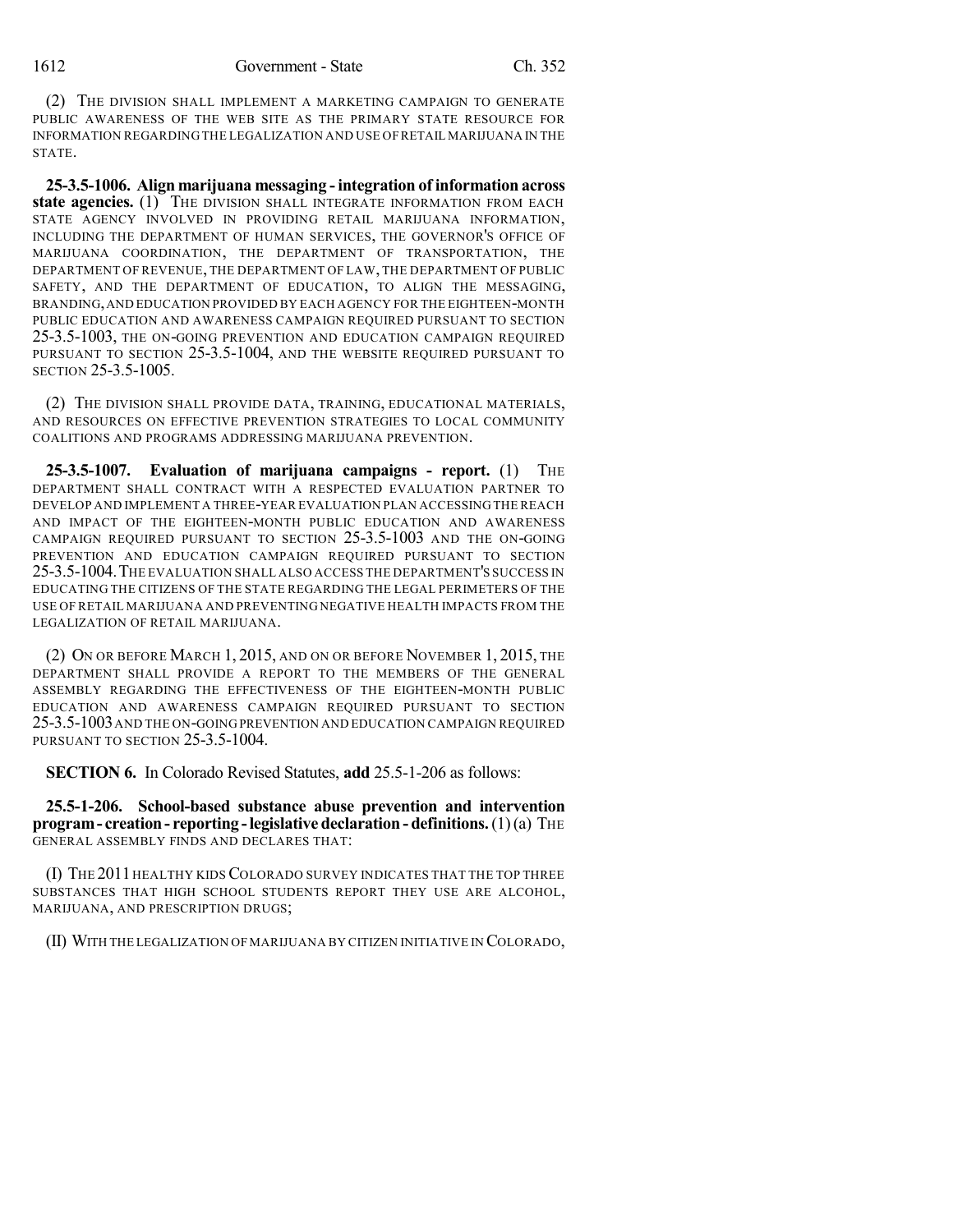(2) THE DIVISION SHALL IMPLEMENT A MARKETING CAMPAIGN TO GENERATE PUBLIC AWARENESS OF THE WEB SITE AS THE PRIMARY STATE RESOURCE FOR INFORMATION REGARDING THE LEGALIZATION AND USE OF RETAIL MARIJUANA IN THE STATE.

**25-3.5-1006. Align marijuana messaging - integration of information across state agencies.** (1) THE DIVISION SHALL INTEGRATE INFORMATION FROM EACH STATE AGENCY INVOLVED IN PROVIDING RETAIL MARIJUANA INFORMATION, INCLUDING THE DEPARTMENT OF HUMAN SERVICES, THE GOVERNOR'S OFFICE OF MARIJUANA COORDINATION, THE DEPARTMENT OF TRANSPORTATION, THE DEPARTMENT OF REVENUE, THE DEPARTMENT OF LAW, THE DEPARTMENT OF PUBLIC SAFETY, AND THE DEPARTMENT OF EDUCATION, TO ALIGN THE MESSAGING, BRANDING, AND EDUCATION PROVIDED BY EACH AGENCY FOR THE EIGHTEEN-MONTH PUBLIC EDUCATION AND AWARENESS CAMPAIGN REQUIRED PURSUANT TO SECTION 25-3.5-1003, THE ON-GOING PREVENTION AND EDUCATION CAMPAIGN REQUIRED PURSUANT TO SECTION 25-3.5-1004, AND THE WEBSITE REQUIRED PURSUANT TO SECTION 25-3.5-1005.

(2) THE DIVISION SHALL PROVIDE DATA, TRAINING, EDUCATIONAL MATERIALS, AND RESOURCES ON EFFECTIVE PREVENTION STRATEGIES TO LOCAL COMMUNITY COALITIONS AND PROGRAMS ADDRESSING MARIJUANA PREVENTION.

**25-3.5-1007. Evaluation of marijuana campaigns - report.** (1) THE DEPARTMENT SHALL CONTRACT WITH A RESPECTED EVALUATION PARTNER TO DEVELOP AND IMPLEMENT A THREE-YEAR EVALUATION PLAN ACCESSING THE REACH AND IMPACT OF THE EIGHTEEN-MONTH PUBLIC EDUCATION AND AWARENESS CAMPAIGN REQUIRED PURSUANT TO SECTION 25-3.5-1003 AND THE ON-GOING PREVENTION AND EDUCATION CAMPAIGN REQUIRED PURSUANT TO SECTION 25-3.5-1004. THE EVALUATION SHALL ALSO ACCESS THE DEPARTMENT'S SUCCESS IN EDUCATING THE CITIZENS OF THE STATE REGARDING THE LEGAL PERIMETERS OF THE USE OF RETAIL MARIJUANA AND PREVENTING NEGATIVE HEALTH IMPACTS FROM THE LEGALIZATION OF RETAIL MARIJUANA.

(2) ON OR BEFORE MARCH 1, 2015, AND ON OR BEFORE NOVEMBER 1, 2015, THE DEPARTMENT SHALL PROVIDE A REPORT TO THE MEMBERS OF THE GENERAL ASSEMBLY REGARDING THE EFFECTIVENESS OF THE EIGHTEEN-MONTH PUBLIC EDUCATION AND AWARENESS CAMPAIGN REQUIRED PURSUANT TO SECTION 25-3.5-1003 AND THE ON-GOING PREVENTION AND EDUCATION CAMPAIGN REQUIRED PURSUANT TO SECTION 25-3.5-1004.

**SECTION 6.** In Colorado Revised Statutes, **add** 25.5-1-206 as follows:

**25.5-1-206. School-based substance abuse prevention and intervention program - creation - reporting - legislative declaration - definitions.** (1) (a) THE GENERAL ASSEMBLY FINDS AND DECLARES THAT:

(I) THE 2011 HEALTHY KIDS COLORADO SURVEY INDICATES THAT THE TOP THREE SUBSTANCES THAT HIGH SCHOOL STUDENTS REPORT THEY USE ARE ALCOHOL, MARIJUANA, AND PRESCRIPTION DRUGS;

(II) WITH THE LEGALIZATION OF MARIJUANA BY CITIZEN INITIATIVE IN COLORADO,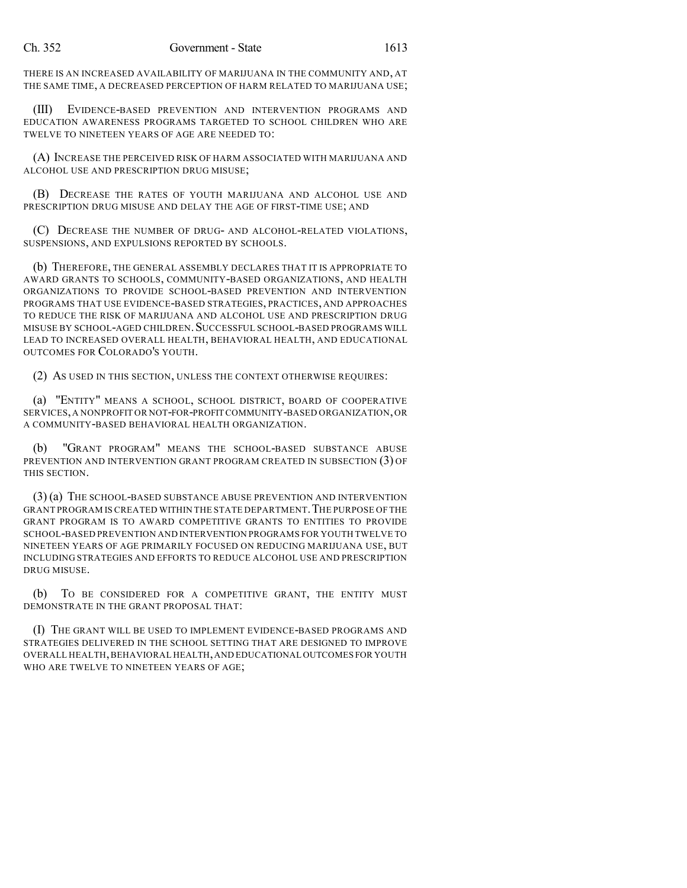THERE IS AN INCREASED AVAILABILITY OF MARIJUANA IN THE COMMUNITY AND, AT THE SAME TIME, A DECREASED PERCEPTION OF HARM RELATED TO MARIJUANA USE;

(III) EVIDENCE-BASED PREVENTION AND INTERVENTION PROGRAMS AND EDUCATION AWARENESS PROGRAMS TARGETED TO SCHOOL CHILDREN WHO ARE TWELVE TO NINETEEN YEARS OF AGE ARE NEEDED TO:

(A) INCREASE THE PERCEIVED RISK OF HARM ASSOCIATED WITH MARIJUANA AND ALCOHOL USE AND PRESCRIPTION DRUG MISUSE;

(B) DECREASE THE RATES OF YOUTH MARIJUANA AND ALCOHOL USE AND PRESCRIPTION DRUG MISUSE AND DELAY THE AGE OF FIRST-TIME USE; AND

(C) DECREASE THE NUMBER OF DRUG- AND ALCOHOL-RELATED VIOLATIONS, SUSPENSIONS, AND EXPULSIONS REPORTED BY SCHOOLS.

(b) THEREFORE, THE GENERAL ASSEMBLY DECLARES THAT IT IS APPROPRIATE TO AWARD GRANTS TO SCHOOLS, COMMUNITY-BASED ORGANIZATIONS, AND HEALTH ORGANIZATIONS TO PROVIDE SCHOOL-BASED PREVENTION AND INTERVENTION PROGRAMS THAT USE EVIDENCE-BASED STRATEGIES, PRACTICES, AND APPROACHES TO REDUCE THE RISK OF MARIJUANA AND ALCOHOL USE AND PRESCRIPTION DRUG MISUSE BY SCHOOL-AGED CHILDREN. SUCCESSFUL SCHOOL-BASED PROGRAMS WILL LEAD TO INCREASED OVERALL HEALTH, BEHAVIORAL HEALTH, AND EDUCATIONAL OUTCOMES FOR COLORADO'S YOUTH.

(2) AS USED IN THIS SECTION, UNLESS THE CONTEXT OTHERWISE REQUIRES:

(a) "ENTITY" MEANS A SCHOOL, SCHOOL DISTRICT, BOARD OF COOPERATIVE SERVICES, A NONPROFIT OR NOT-FOR-PROFIT COMMUNITY-BASED ORGANIZATION, OR A COMMUNITY-BASED BEHAVIORAL HEALTH ORGANIZATION.

(b) "GRANT PROGRAM" MEANS THE SCHOOL-BASED SUBSTANCE ABUSE PREVENTION AND INTERVENTION GRANT PROGRAM CREATED IN SUBSECTION (3) OF THIS SECTION.

(3) (a) THE SCHOOL-BASED SUBSTANCE ABUSE PREVENTION AND INTERVENTION GRANT PROGRAM IS CREATED WITHIN THE STATE DEPARTMENT. THE PURPOSE OF THE GRANT PROGRAM IS TO AWARD COMPETITIVE GRANTS TO ENTITIES TO PROVIDE SCHOOL-BASED PREVENTION AND INTERVENTION PROGRAMS FOR YOUTH TWELVE TO NINETEEN YEARS OF AGE PRIMARILY FOCUSED ON REDUCING MARIJUANA USE, BUT INCLUDING STRATEGIES AND EFFORTS TO REDUCE ALCOHOL USE AND PRESCRIPTION DRUG MISUSE.

(b) TO BE CONSIDERED FOR A COMPETITIVE GRANT, THE ENTITY MUST DEMONSTRATE IN THE GRANT PROPOSAL THAT:

(I) THE GRANT WILL BE USED TO IMPLEMENT EVIDENCE-BASED PROGRAMS AND STRATEGIES DELIVERED IN THE SCHOOL SETTING THAT ARE DESIGNED TO IMPROVE OVERALL HEALTH, BEHAVIORAL HEALTH, AND EDUCATIONAL OUTCOMES FOR YOUTH WHO ARE TWELVE TO NINETEEN YEARS OF AGE;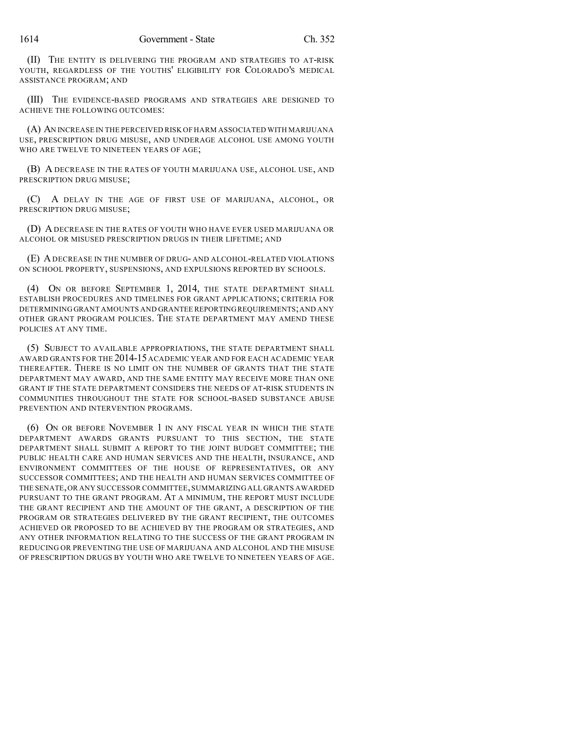(II) THE ENTITY IS DELIVERING THE PROGRAM AND STRATEGIES TO AT-RISK YOUTH, REGARDLESS OF THE YOUTHS' ELIGIBILITY FOR COLORADO'S MEDICAL ASSISTANCE PROGRAM; AND

(III) THE EVIDENCE-BASED PROGRAMS AND STRATEGIES ARE DESIGNED TO ACHIEVE THE FOLLOWING OUTCOMES:

(A) AN INCREASE IN THE PERCEIVED RISK OF HARM ASSOCIATED WITH MARIJUANA USE, PRESCRIPTION DRUG MISUSE, AND UNDERAGE ALCOHOL USE AMONG YOUTH WHO ARE TWELVE TO NINETEEN YEARS OF AGE;

(B) A DECREASE IN THE RATES OF YOUTH MARIJUANA USE, ALCOHOL USE, AND PRESCRIPTION DRUG MISUSE;

(C) A DELAY IN THE AGE OF FIRST USE OF MARIJUANA, ALCOHOL, OR PRESCRIPTION DRUG MISUSE;

(D) A DECREASE IN THE RATES OF YOUTH WHO HAVE EVER USED MARIJUANA OR ALCOHOL OR MISUSED PRESCRIPTION DRUGS IN THEIR LIFETIME; AND

(E) A DECREASE IN THE NUMBER OF DRUG- AND ALCOHOL-RELATED VIOLATIONS ON SCHOOL PROPERTY, SUSPENSIONS, AND EXPULSIONS REPORTED BY SCHOOLS.

(4) ON OR BEFORE SEPTEMBER 1, 2014, THE STATE DEPARTMENT SHALL ESTABLISH PROCEDURES AND TIMELINES FOR GRANT APPLICATIONS; CRITERIA FOR DETERMINING GRANT AMOUNTS AND GRANTEE REPORTING REQUIREMENTS; AND ANY OTHER GRANT PROGRAM POLICIES. THE STATE DEPARTMENT MAY AMEND THESE POLICIES AT ANY TIME.

(5) SUBJECT TO AVAILABLE APPROPRIATIONS, THE STATE DEPARTMENT SHALL AWARD GRANTS FOR THE 2014-15 ACADEMIC YEAR AND FOR EACH ACADEMIC YEAR THEREAFTER. THERE IS NO LIMIT ON THE NUMBER OF GRANTS THAT THE STATE DEPARTMENT MAY AWARD, AND THE SAME ENTITY MAY RECEIVE MORE THAN ONE GRANT IF THE STATE DEPARTMENT CONSIDERS THE NEEDS OF AT-RISK STUDENTS IN COMMUNITIES THROUGHOUT THE STATE FOR SCHOOL-BASED SUBSTANCE ABUSE PREVENTION AND INTERVENTION PROGRAMS.

(6) ON OR BEFORE NOVEMBER 1 IN ANY FISCAL YEAR IN WHICH THE STATE DEPARTMENT AWARDS GRANTS PURSUANT TO THIS SECTION, THE STATE DEPARTMENT SHALL SUBMIT A REPORT TO THE JOINT BUDGET COMMITTEE; THE PUBLIC HEALTH CARE AND HUMAN SERVICES AND THE HEALTH, INSURANCE, AND ENVIRONMENT COMMITTEES OF THE HOUSE OF REPRESENTATIVES, OR ANY SUCCESSOR COMMITTEES; AND THE HEALTH AND HUMAN SERVICES COMMITTEE OF THE SENATE, OR ANY SUCCESSOR COMMITTEE, SUMMARIZING ALL GRANTS AWARDED PURSUANT TO THE GRANT PROGRAM. AT A MINIMUM, THE REPORT MUST INCLUDE THE GRANT RECIPIENT AND THE AMOUNT OF THE GRANT, A DESCRIPTION OF THE PROGRAM OR STRATEGIES DELIVERED BY THE GRANT RECIPIENT, THE OUTCOMES ACHIEVED OR PROPOSED TO BE ACHIEVED BY THE PROGRAM OR STRATEGIES, AND ANY OTHER INFORMATION RELATING TO THE SUCCESS OF THE GRANT PROGRAM IN REDUCING OR PREVENTING THE USE OF MARIJUANA AND ALCOHOL AND THE MISUSE OF PRESCRIPTION DRUGS BY YOUTH WHO ARE TWELVE TO NINETEEN YEARS OF AGE.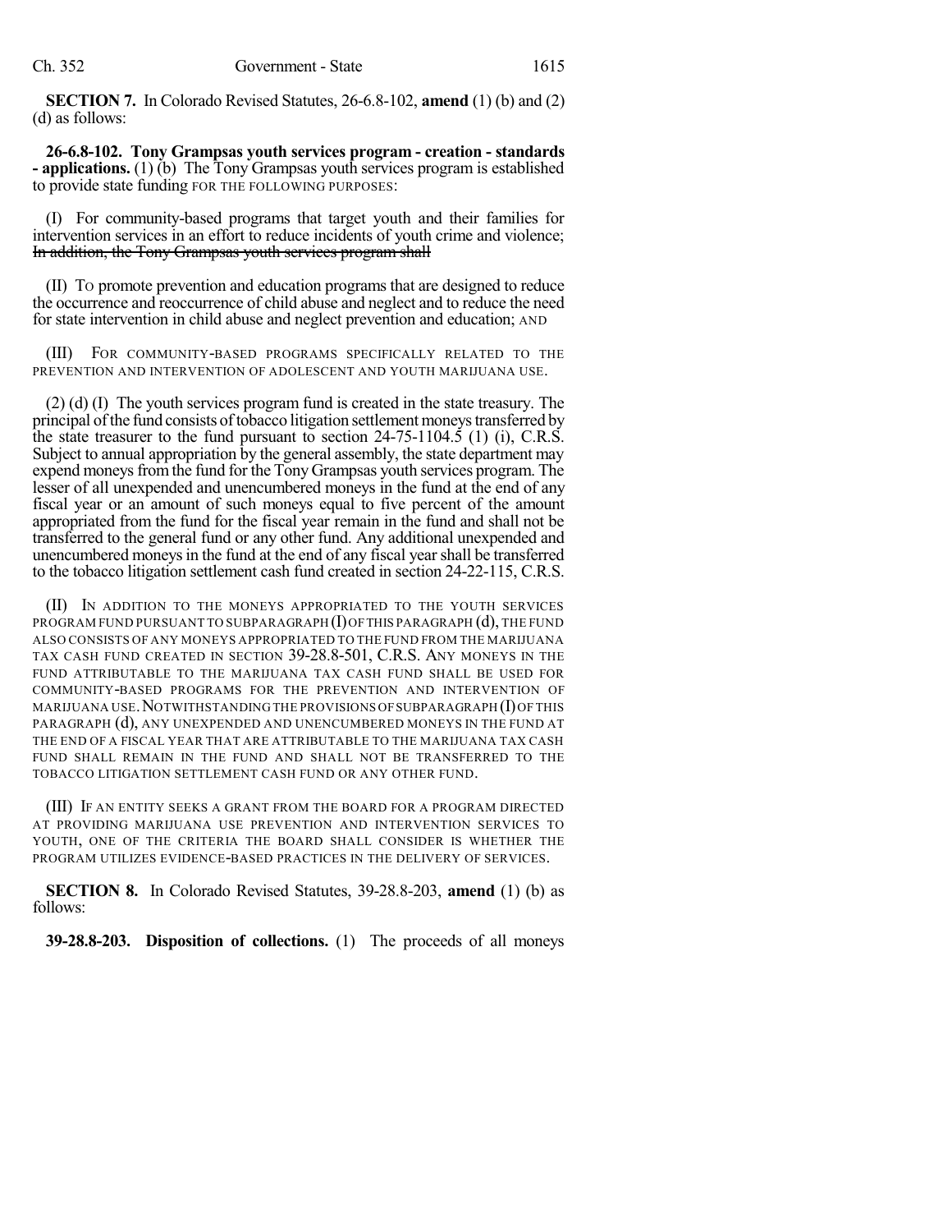**SECTION 7.** In Colorado Revised Statutes, 26-6.8-102, **amend** (1) (b) and (2) (d) as follows:

**26-6.8-102. Tony Grampsas youth services program - creation - standards - applications.** (1) (b) The Tony Grampsas youth services program is established to provide state funding FOR THE FOLLOWING PURPOSES:

(I) For community-based programs that target youth and their families for intervention services in an effort to reduce incidents of youth crime and violence; ~~In addition, the Tony Grampsas youth services program shall~~

(II) TO promote prevention and education programs that are designed to reduce the occurrence and reoccurrence of child abuse and neglect and to reduce the need for state intervention in child abuse and neglect prevention and education; AND

(III) FOR COMMUNITY-BASED PROGRAMS SPECIFICALLY RELATED TO THE PREVENTION AND INTERVENTION OF ADOLESCENT AND YOUTH MARIJUANA USE.

(2) (d) (I) The youth services program fund is created in the state treasury. The principal of the fund consists of tobacco litigation settlement moneys transferred by the state treasurer to the fund pursuant to section 24-75-1104.5 (1) (i), C.R.S. Subject to annual appropriation by the general assembly, the state department may expend moneys from the fund for the Tony Grampsas youth services program. The lesser of all unexpended and unencumbered moneys in the fund at the end of any fiscal year or an amount of such moneys equal to five percent of the amount appropriated from the fund for the fiscal year remain in the fund and shall not be transferred to the general fund or any other fund. Any additional unexpended and unencumbered moneys in the fund at the end of any fiscal year shall be transferred to the tobacco litigation settlement cash fund created in section 24-22-115, C.R.S.

(II) IN ADDITION TO THE MONEYS APPROPRIATED TO THE YOUTH SERVICES PROGRAM FUND PURSUANT TO SUBPARAGRAPH (I) OF THIS PARAGRAPH (d), THE FUND ALSO CONSISTS OF ANY MONEYS APPROPRIATED TO THE FUND FROM THE MARIJUANA TAX CASH FUND CREATED IN SECTION 39-28.8-501, C.R.S. ANY MONEYS IN THE FUND ATTRIBUTABLE TO THE MARIJUANA TAX CASH FUND SHALL BE USED FOR COMMUNITY-BASED PROGRAMS FOR THE PREVENTION AND INTERVENTION OF MARIJUANA USE. NOTWITHSTANDING THE PROVISIONS OF SUBPARAGRAPH (I) OF THIS PARAGRAPH (d), ANY UNEXPENDED AND UNENCUMBERED MONEYS IN THE FUND AT THE END OF A FISCAL YEAR THAT ARE ATTRIBUTABLE TO THE MARIJUANA TAX CASH FUND SHALL REMAIN IN THE FUND AND SHALL NOT BE TRANSFERRED TO THE TOBACCO LITIGATION SETTLEMENT CASH FUND OR ANY OTHER FUND.

(III) IF AN ENTITY SEEKS A GRANT FROM THE BOARD FOR A PROGRAM DIRECTED AT PROVIDING MARIJUANA USE PREVENTION AND INTERVENTION SERVICES TO YOUTH, ONE OF THE CRITERIA THE BOARD SHALL CONSIDER IS WHETHER THE PROGRAM UTILIZES EVIDENCE-BASED PRACTICES IN THE DELIVERY OF SERVICES.

**SECTION 8.** In Colorado Revised Statutes, 39-28.8-203, **amend** (1) (b) as follows:

**39-28.8-203. Disposition of collections.** (1) The proceeds of all moneys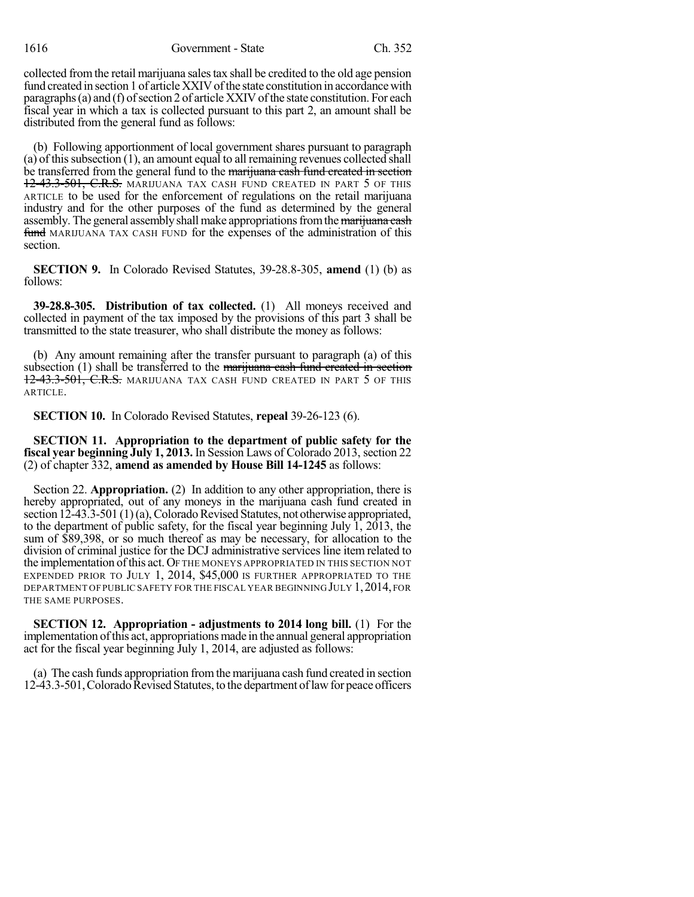collected from the retail marijuana sales tax shall be credited to the old age pension fund created in section 1 of article XXIV of the state constitution in accordance with paragraphs (a) and (f) of section 2 of article XXIV of the state constitution. For each fiscal year in which a tax is collected pursuant to this part 2, an amount shall be distributed from the general fund as follows:

(b) Following apportionment of local government shares pursuant to paragraph (a) of this subsection (1), an amount equal to all remaining revenues collected shall be transferred from the general fund to the ~~marijuana cash fund created in section 12-43.3-501, C.R.S.~~ MARIJUANA TAX CASH FUND CREATED IN PART 5 OF THIS ARTICLE to be used for the enforcement of regulations on the retail marijuana industry and for the other purposes of the fund as determined by the general assembly. The general assembly shall make appropriations from the ~~marijuana cash fund~~ MARIJUANA TAX CASH FUND for the expenses of the administration of this section.

**SECTION 9.** In Colorado Revised Statutes, 39-28.8-305, **amend** (1) (b) as follows:

**39-28.8-305. Distribution of tax collected.** (1) All moneys received and collected in payment of the tax imposed by the provisions of this part 3 shall be transmitted to the state treasurer, who shall distribute the money as follows:

(b) Any amount remaining after the transfer pursuant to paragraph (a) of this subsection (1) shall be transferred to the ~~marijuana cash fund created in section 12-43.3-501, C.R.S.~~ MARIJUANA TAX CASH FUND CREATED IN PART 5 OF THIS ARTICLE.

**SECTION 10.** In Colorado Revised Statutes, **repeal** 39-26-123 (6).

**SECTION 11. Appropriation to the department of public safety for the fiscal year beginning July 1, 2013.** In Session Laws of Colorado 2013, section 22 (2) of chapter 332, **amend as amended by House Bill 14-1245** as follows:

Section 22. **Appropriation.** (2) In addition to any other appropriation, there is hereby appropriated, out of any moneys in the marijuana cash fund created in section 12-43.3-501 (1) (a), Colorado Revised Statutes, not otherwise appropriated, to the department of public safety, for the fiscal year beginning July 1, 2013, the sum of $89,398, or so much thereof as may be necessary, for allocation to the division of criminal justice for the DCJ administrative services line item related to the implementation of this act. OF THE MONEYS APPROPRIATED IN THIS SECTION NOT EXPENDED PRIOR TO JULY 1, 2014, $45,000 IS FURTHER APPROPRIATED TO THE DEPARTMENT OF PUBLIC SAFETY FOR THE FISCAL YEAR BEGINNING JULY 1, 2014, FOR THE SAME PURPOSES.

**SECTION 12. Appropriation - adjustments to 2014 long bill.** (1) For the implementation of this act, appropriations made in the annual general appropriation act for the fiscal year beginning July 1, 2014, are adjusted as follows:

(a) The cash funds appropriation from the marijuana cash fund created in section 12-43.3-501, Colorado Revised Statutes, to the department of law for peace officers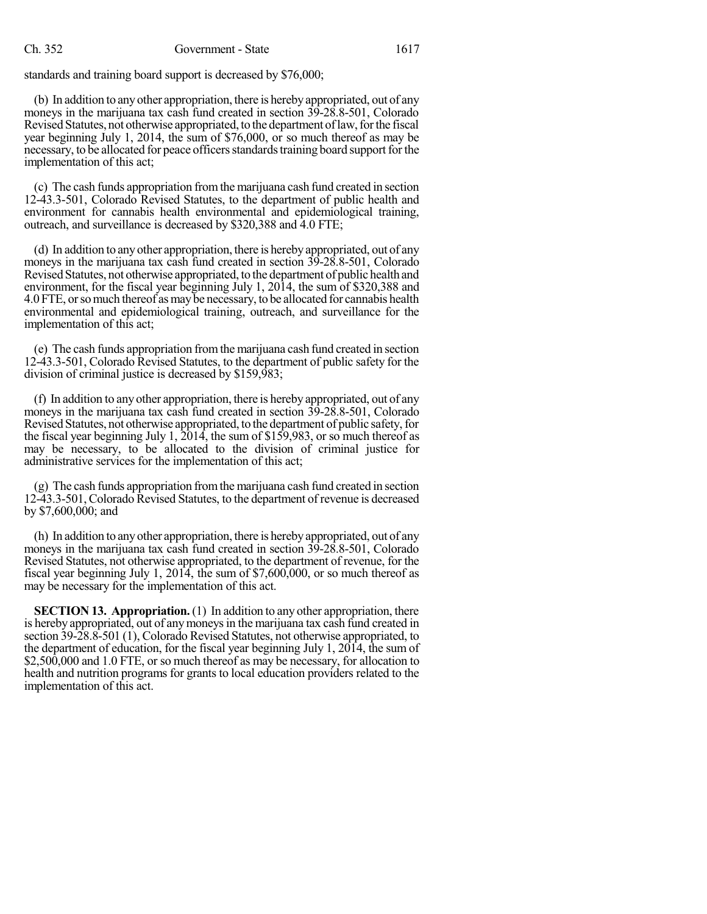standards and training board support is decreased by $76,000;

(b) In addition to any other appropriation, there is hereby appropriated, out of any moneys in the marijuana tax cash fund created in section 39-28.8-501, Colorado Revised Statutes, not otherwise appropriated, to the department of law, for the fiscal year beginning July 1, 2014, the sum of $76,000, or so much thereof as may be necessary, to be allocated for peace officers standards training board support for the implementation of this act;

(c) The cash funds appropriation from the marijuana cash fund created in section 12-43.3-501, Colorado Revised Statutes, to the department of public health and environment for cannabis health environmental and epidemiological training, outreach, and surveillance is decreased by $320,388 and 4.0 FTE;

(d) In addition to any other appropriation, there is hereby appropriated, out of any moneys in the marijuana tax cash fund created in section 39-28.8-501, Colorado Revised Statutes, not otherwise appropriated, to the department of public health and environment, for the fiscal year beginning July 1, 2014, the sum of $320,388 and 4.0 FTE, or so much thereof as may be necessary, to be allocated for cannabis health environmental and epidemiological training, outreach, and surveillance for the implementation of this act;

(e) The cash funds appropriation from the marijuana cash fund created in section 12-43.3-501, Colorado Revised Statutes, to the department of public safety for the division of criminal justice is decreased by $159,983;

(f) In addition to any other appropriation, there is hereby appropriated, out of any moneys in the marijuana tax cash fund created in section 39-28.8-501, Colorado Revised Statutes, not otherwise appropriated, to the department of public safety, for the fiscal year beginning July 1, 2014, the sum of $159,983, or so much thereof as may be necessary, to be allocated to the division of criminal justice for administrative services for the implementation of this act;

(g) The cash funds appropriation from the marijuana cash fund created in section 12-43.3-501, Colorado Revised Statutes, to the department of revenue is decreased by $7,600,000; and

(h) In addition to any other appropriation, there is hereby appropriated, out of any moneys in the marijuana tax cash fund created in section 39-28.8-501, Colorado Revised Statutes, not otherwise appropriated, to the department of revenue, for the fiscal year beginning July 1, 2014, the sum of $7,600,000, or so much thereof as may be necessary for the implementation of this act.

**SECTION 13. Appropriation.** (1) In addition to any other appropriation, there is hereby appropriated, out of any moneys in the marijuana tax cash fund created in section 39-28.8-501 (1), Colorado Revised Statutes, not otherwise appropriated, to the department of education, for the fiscal year beginning July 1, 2014, the sum of $2,500,000 and 1.0 FTE, or so much thereof as may be necessary, for allocation to health and nutrition programs for grants to local education providers related to the implementation of this act.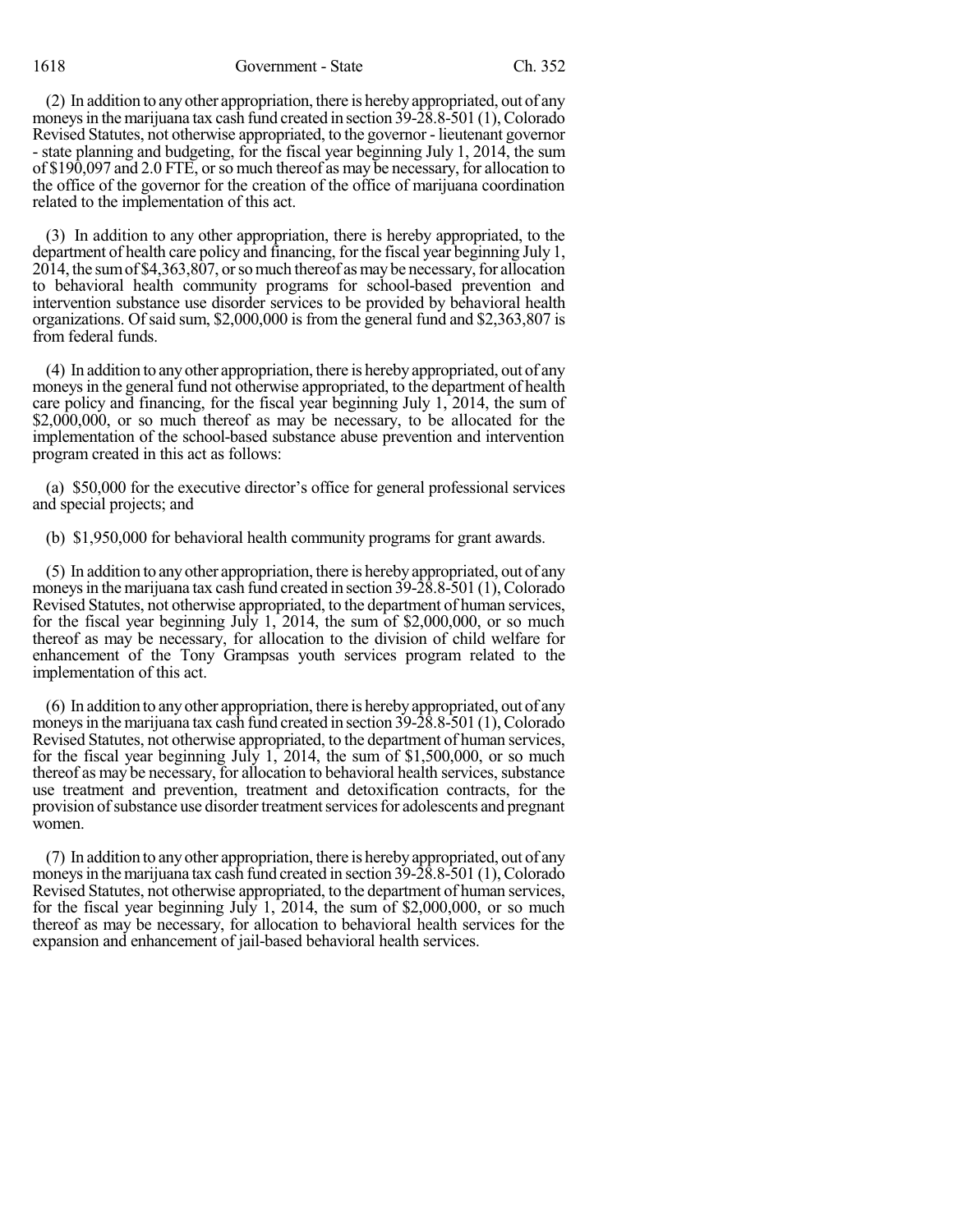(2) In addition to any other appropriation, there is hereby appropriated, out of any moneys in the marijuana tax cash fund created in section 39-28.8-501 (1), Colorado Revised Statutes, not otherwise appropriated, to the governor - lieutenant governor - state planning and budgeting, for the fiscal year beginning July 1, 2014, the sum of $190,097 and 2.0 FTE, or so much thereof as may be necessary, for allocation to the office of the governor for the creation of the office of marijuana coordination related to the implementation of this act.

(3) In addition to any other appropriation, there is hereby appropriated, to the department of health care policy and financing, for the fiscal year beginning July 1, 2014, the sum of $4,363,807, or so much thereof as may be necessary, for allocation to behavioral health community programs for school-based prevention and intervention substance use disorder services to be provided by behavioral health organizations. Of said sum, $2,000,000 is from the general fund and $2,363,807 is from federal funds.

(4) In addition to any other appropriation, there is hereby appropriated, out of any moneys in the general fund not otherwise appropriated, to the department of health care policy and financing, for the fiscal year beginning July 1, 2014, the sum of $2,000,000, or so much thereof as may be necessary, to be allocated for the implementation of the school-based substance abuse prevention and intervention program created in this act as follows:

(a) $50,000 for the executive director's office for general professional services and special projects; and

(b) $1,950,000 for behavioral health community programs for grant awards.

(5) In addition to any other appropriation, there is hereby appropriated, out of any moneys in the marijuana tax cash fund created in section 39-28.8-501 (1), Colorado Revised Statutes, not otherwise appropriated, to the department of human services, for the fiscal year beginning July 1, 2014, the sum of $2,000,000, or so much thereof as may be necessary, for allocation to the division of child welfare for enhancement of the Tony Grampsas youth services program related to the implementation of this act.

(6) In addition to any other appropriation, there is hereby appropriated, out of any moneys in the marijuana tax cash fund created in section 39-28.8-501 (1), Colorado Revised Statutes, not otherwise appropriated, to the department of human services, for the fiscal year beginning July 1, 2014, the sum of $1,500,000, or so much thereof as may be necessary, for allocation to behavioral health services, substance use treatment and prevention, treatment and detoxification contracts, for the provision of substance use disorder treatment services for adolescents and pregnant women.

(7) In addition to any other appropriation, there is hereby appropriated, out of any moneys in the marijuana tax cash fund created in section 39-28.8-501 (1), Colorado Revised Statutes, not otherwise appropriated, to the department of human services, for the fiscal year beginning July 1, 2014, the sum of $2,000,000, or so much thereof as may be necessary, for allocation to behavioral health services for the expansion and enhancement of jail-based behavioral health services.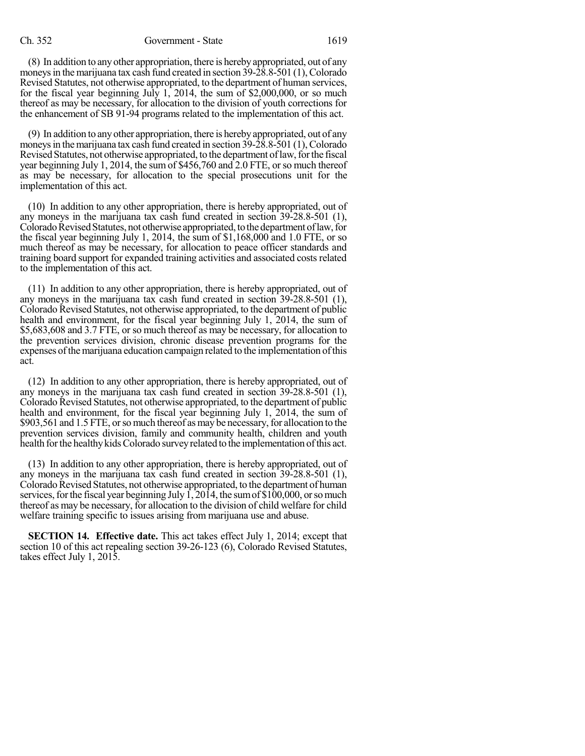(8) In addition to any other appropriation, there is hereby appropriated, out of any moneys in the marijuana tax cash fund created in section 39-28.8-501 (1), Colorado Revised Statutes, not otherwise appropriated, to the department of human services, for the fiscal year beginning July 1, 2014, the sum of $2,000,000, or so much thereof as may be necessary, for allocation to the division of youth corrections for the enhancement of SB 91-94 programs related to the implementation of this act.

(9) In addition to any other appropriation, there is hereby appropriated, out of any moneys in the marijuana tax cash fund created in section 39-28.8-501 (1), Colorado Revised Statutes, not otherwise appropriated, to the department of law, for the fiscal year beginning July 1, 2014, the sum of $456,760 and 2.0 FTE, or so much thereof as may be necessary, for allocation to the special prosecutions unit for the implementation of this act.

(10) In addition to any other appropriation, there is hereby appropriated, out of any moneys in the marijuana tax cash fund created in section 39-28.8-501 (1), Colorado Revised Statutes, not otherwise appropriated, to the department of law, for the fiscal year beginning July 1, 2014, the sum of $1,168,000 and 1.0 FTE, or so much thereof as may be necessary, for allocation to peace officer standards and training board support for expanded training activities and associated costs related to the implementation of this act.

(11) In addition to any other appropriation, there is hereby appropriated, out of any moneys in the marijuana tax cash fund created in section 39-28.8-501 (1), Colorado Revised Statutes, not otherwise appropriated, to the department of public health and environment, for the fiscal year beginning July 1, 2014, the sum of $5,683,608 and 3.7 FTE, or so much thereof as may be necessary, for allocation to the prevention services division, chronic disease prevention programs for the expenses of the marijuana education campaign related to the implementation of this act.

(12) In addition to any other appropriation, there is hereby appropriated, out of any moneys in the marijuana tax cash fund created in section 39-28.8-501 (1), Colorado Revised Statutes, not otherwise appropriated, to the department of public health and environment, for the fiscal year beginning July 1, 2014, the sum of $903,561 and 1.5 FTE, or so much thereof as may be necessary, for allocation to the prevention services division, family and community health, children and youth health for the healthy kids Colorado survey related to the implementation of this act.

(13) In addition to any other appropriation, there is hereby appropriated, out of any moneys in the marijuana tax cash fund created in section 39-28.8-501 (1), Colorado Revised Statutes, not otherwise appropriated, to the department of human services, for the fiscal year beginning July 1, 2014, the sum of $100,000, or so much thereof as may be necessary, for allocation to the division of child welfare for child welfare training specific to issues arising from marijuana use and abuse.

**SECTION 14. Effective date.** This act takes effect July 1, 2014; except that section 10 of this act repealing section 39-26-123 (6), Colorado Revised Statutes, takes effect July 1, 2015.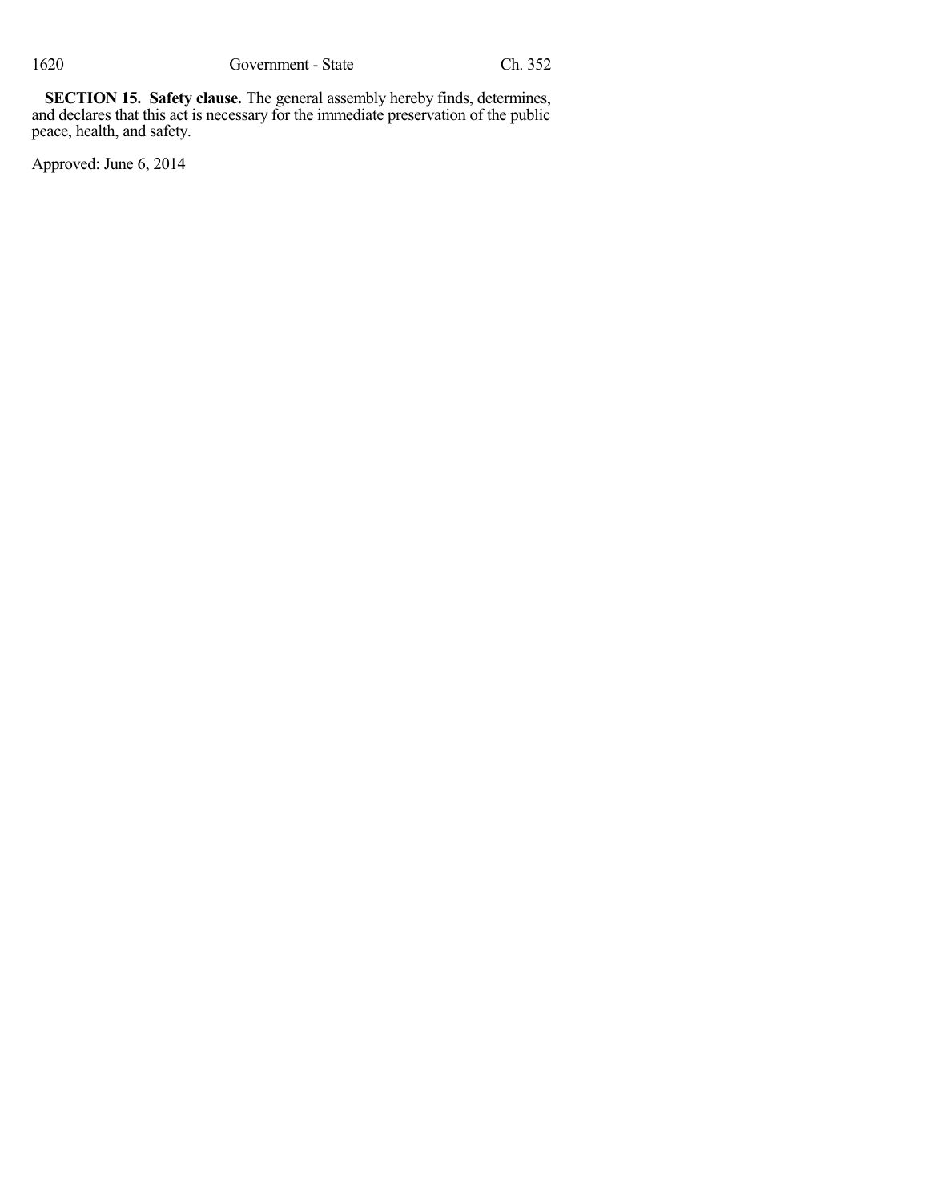**SECTION 15. Safety clause.** The general assembly hereby finds, determines, and declares that this act is necessary for the immediate preservation of the public peace, health, and safety.

Approved: June 6, 2014